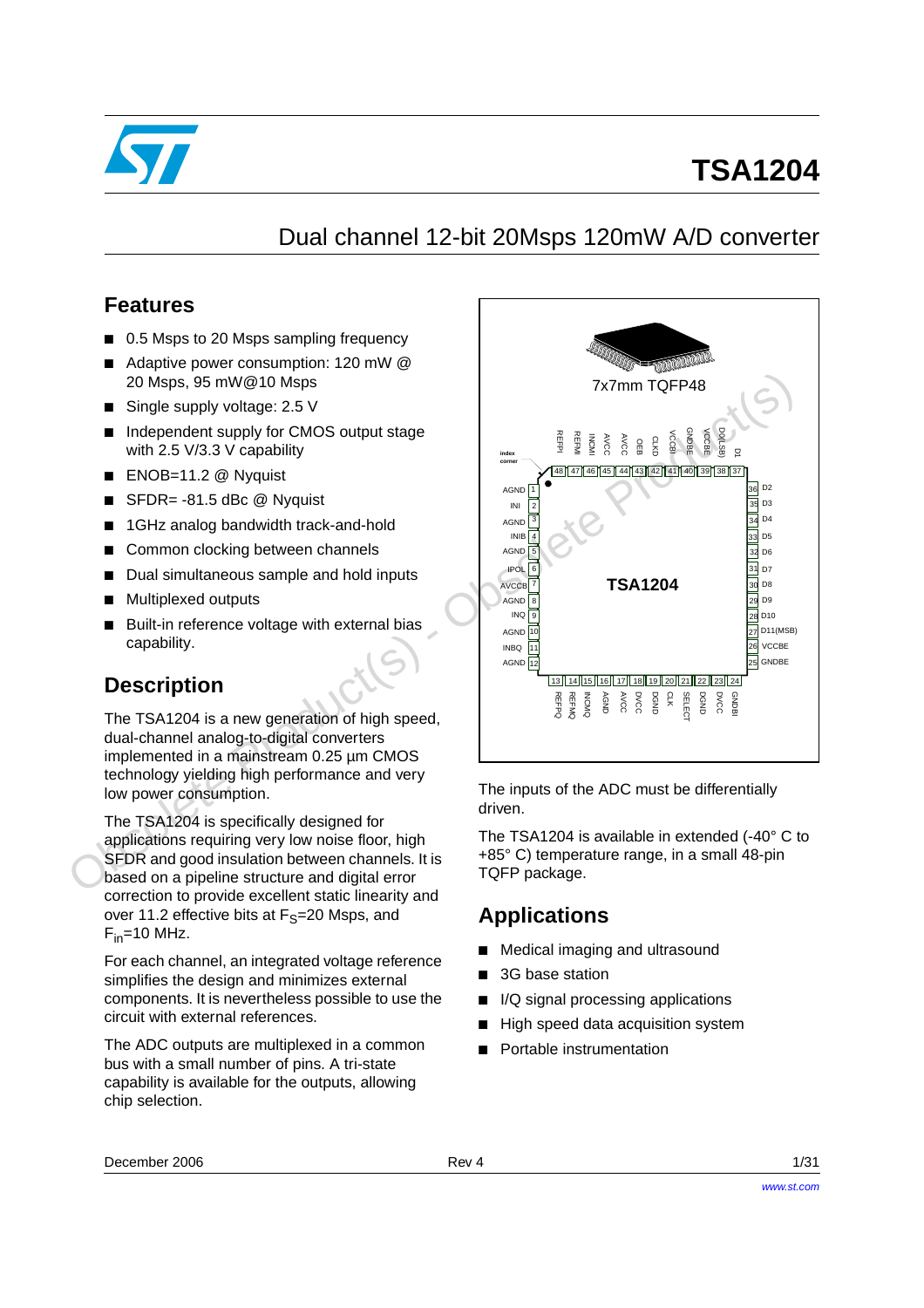# TSA1204

## Dual channel 12-bit 20Msps 120mW A/D converter

## Features

- 0.5 Msps to 20 Msps sampling frequency
- Adaptive power consumption: 120 mW @ 20 Msps, 95 mW@10 Msps
- Single supply voltage: 2.5 V
- Independent supply for CMOS output stage with 2.5 V/3.3 V capability
- ENOB=11.2 @ Nyquist
- SFDR= -81.5 dBc @ Nyquist
- 1GHz analog bandwidth track-and-hold
- Common clocking between channels
- Dual simultaneous sample and hold inputs
- Multiplexed outputs
- Built-in reference voltage with external bias capability.

7x7mm TQFP48

| Pin | Name | Pin | Name |
|---|---|---|---|
| 1 | AGND | 25 | GNDBE |
| 2 | INI | 26 | VCCBE |
| 3 | AGND | 27 | D11(MSB) |
| 4 | INIB | 28 | D10 |
| 5 | AGND | 29 | D9 |
| 6 | IPOL | 30 | D8 |
| 7 | AVCCB | 31 | D7 |
| 8 | AGND | 32 | D6 |
| 9 | INQ | 33 | D5 |
| 10 | AGND | 34 | D4 |
| 11 | INBQ | 35 | D3 |
| 12 | AGND | 36 | D2 |
| 13 | REFPQ | 37 | D1 |
| 14 | REFMQ | 38 | D0(LSB) |
| 15 | INCMQ | 39 | VCCBE |
| 16 | AGND | 40 | GNDBE |
| 17 | AVCC | 41 | VCCBI |
| 18 | DVCC | 42 | CLKD |
| 19 | DGND | 43 | OEB |
| 20 | CLK | 44 | AVCC |
| 21 | SELECT | 45 | AVCC |
| 22 | DGND | 46 | INCMI |
| 23 | DVCC | 47 | REFMI |
| 24 | GNDBI | 48 | REFPI |

## Description

The TSA1204 is a new generation of high speed, dual-channel analog-to-digital converters implemented in a mainstream 0.25 µm CMOS technology yielding high performance and very low power consumption.

The TSA1204 is specifically designed for applications requiring very low noise floor, high SFDR and good insulation between channels. It is based on a pipeline structure and digital error correction to provide excellent static linearity and over 11.2 effective bits at $F_S$=20 Msps, and $F_{in}$=10 MHz.

For each channel, an integrated voltage reference simplifies the design and minimizes external components. It is nevertheless possible to use the circuit with external references.

The ADC outputs are multiplexed in a common bus with a small number of pins. A tri-state capability is available for the outputs, allowing chip selection.

The inputs of the ADC must be differentially driven.

The TSA1204 is available in extended (-40° C to +85° C) temperature range, in a small 48-pin TQFP package.

## Applications

- Medical imaging and ultrasound
- 3G base station
- I/Q signal processing applications
- High speed data acquisition system
- Portable instrumentation

December 2006 Rev 4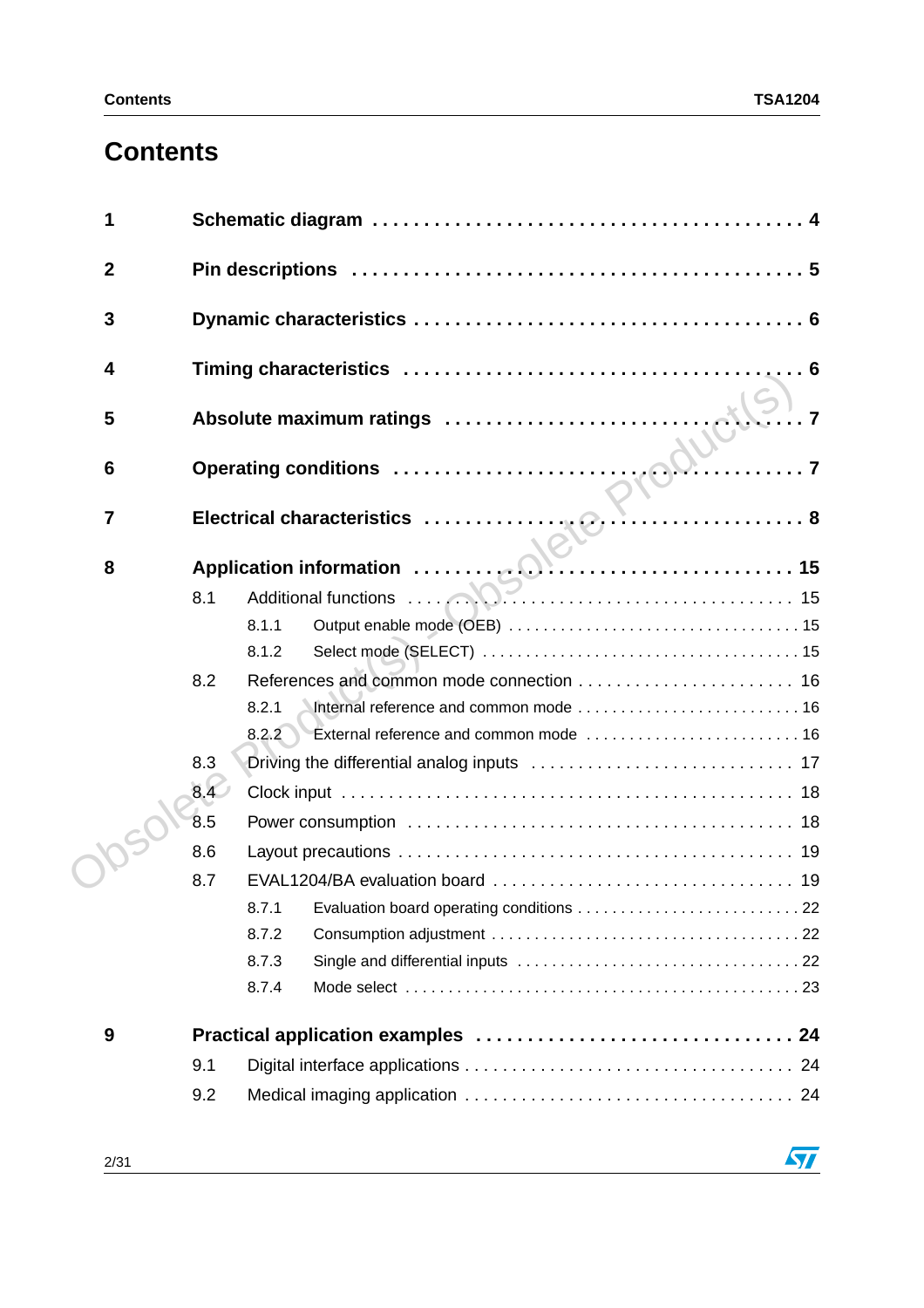# Contents

1 Schematic diagram . . . . . . . . . . . . . . . . . . . . . . . . . . . . . . . . . . . . . . . . 4

2 Pin descriptions . . . . . . . . . . . . . . . . . . . . . . . . . . . . . . . . . . . . . . . . 5

3 Dynamic characteristics . . . . . . . . . . . . . . . . . . . . . . . . . . . . . . . . . . . 6

4 Timing characteristics . . . . . . . . . . . . . . . . . . . . . . . . . . . . . . . . . . . . 6

5 Absolute maximum ratings . . . . . . . . . . . . . . . . . . . . . . . . . . . . . . . . 7

6 Operating conditions . . . . . . . . . . . . . . . . . . . . . . . . . . . . . . . . . . . . 7

7 Electrical characteristics . . . . . . . . . . . . . . . . . . . . . . . . . . . . . . . . . 8

8 Application information . . . . . . . . . . . . . . . . . . . . . . . . . . . . . . . . . 15

- 8.1 Additional functions . . . . . . . . . . . . . . . . . . . . . . . . . . . . . . . . . . . . 15
  - 8.1.1 Output enable mode (OEB) . . . . . . . . . . . . . . . . . . . . . . . . . . . . . 15
  - 8.1.2 Select mode (SELECT) . . . . . . . . . . . . . . . . . . . . . . . . . . . . . . . . 15
- 8.2 References and common mode connection . . . . . . . . . . . . . . . . . . . . . 16
  - 8.2.1 Internal reference and common mode . . . . . . . . . . . . . . . . . . . . . . 16
  - 8.2.2 External reference and common mode . . . . . . . . . . . . . . . . . . . . . . 16
- 8.3 Driving the differential analog inputs . . . . . . . . . . . . . . . . . . . . . . . . 17
- 8.4 Clock input . . . . . . . . . . . . . . . . . . . . . . . . . . . . . . . . . . . . . . . . . 18
- 8.5 Power consumption . . . . . . . . . . . . . . . . . . . . . . . . . . . . . . . . . . . . 18
- 8.6 Layout precautions . . . . . . . . . . . . . . . . . . . . . . . . . . . . . . . . . . . . 19
- 8.7 EVAL1204/BA evaluation board . . . . . . . . . . . . . . . . . . . . . . . . . . . . 19
  - 8.7.1 Evaluation board operating conditions . . . . . . . . . . . . . . . . . . . . . . 22
  - 8.7.2 Consumption adjustment . . . . . . . . . . . . . . . . . . . . . . . . . . . . . . . 22
  - 8.7.3 Single and differential inputs . . . . . . . . . . . . . . . . . . . . . . . . . . . . 22
  - 8.7.4 Mode select . . . . . . . . . . . . . . . . . . . . . . . . . . . . . . . . . . . . . . . 23

9 Practical application examples . . . . . . . . . . . . . . . . . . . . . . . . . . . . 24

- 9.1 Digital interface applications . . . . . . . . . . . . . . . . . . . . . . . . . . . . . . 24
- 9.2 Medical imaging application . . . . . . . . . . . . . . . . . . . . . . . . . . . . . . 24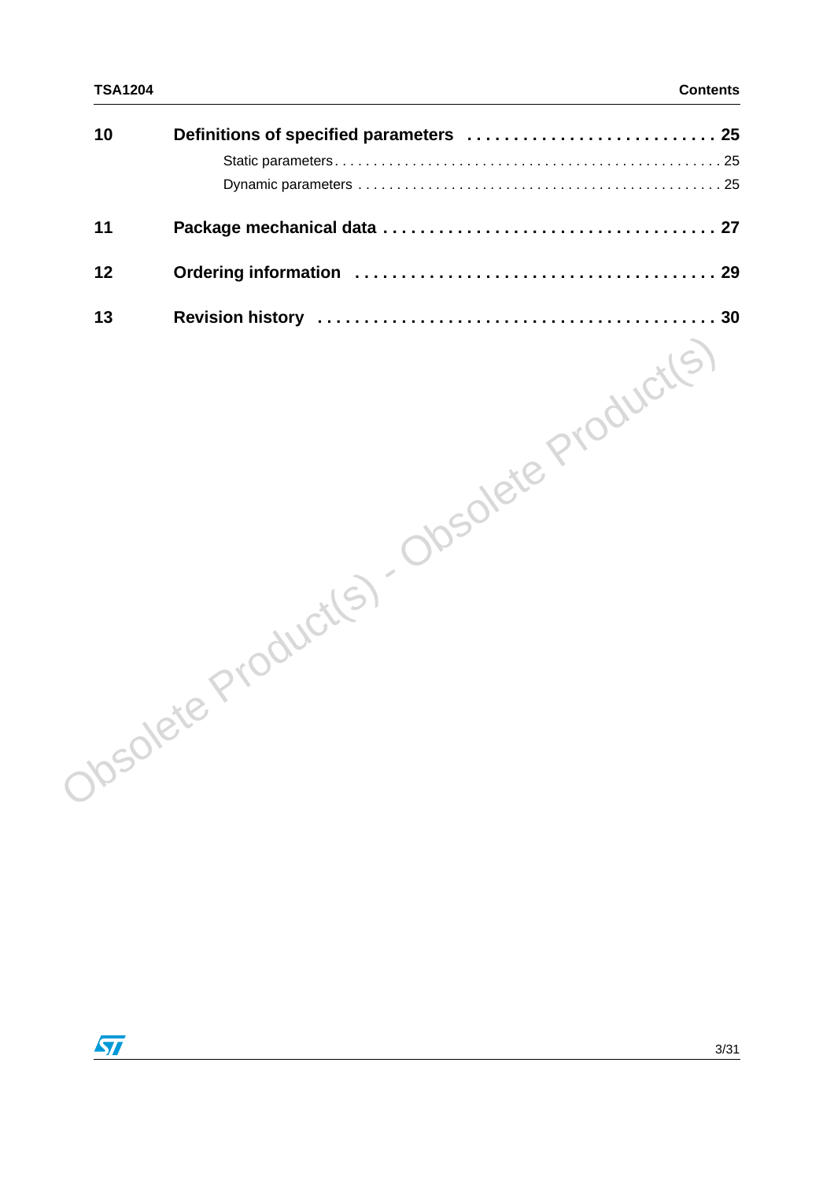**10 Definitions of specified parameters . . . . . . . . . . . . . . . . . . . . . . . . . . 25**

Static parameters . . . . . . . . . . . . . . . . . . . . . . . . . . . . . . . . . . . . . . . . . . . . . . . . . 25

Dynamic parameters . . . . . . . . . . . . . . . . . . . . . . . . . . . . . . . . . . . . . . . . . . . . . . 25

**11 Package mechanical data . . . . . . . . . . . . . . . . . . . . . . . . . . . . . . . . . 27**

**12 Ordering information . . . . . . . . . . . . . . . . . . . . . . . . . . . . . . . . . . . . 29**

**13 Revision history . . . . . . . . . . . . . . . . . . . . . . . . . . . . . . . . . . . . . . . . 30**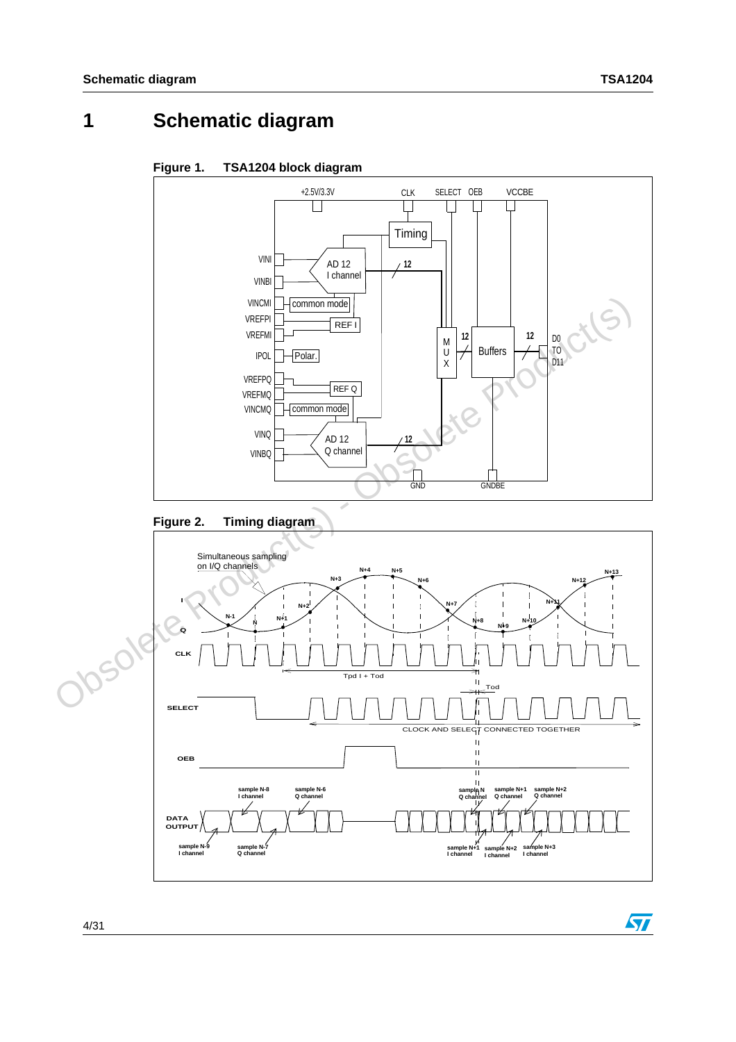# 1 Schematic diagram

**Figure 1. TSA1204 block diagram**

**Figure 2. Timing diagram**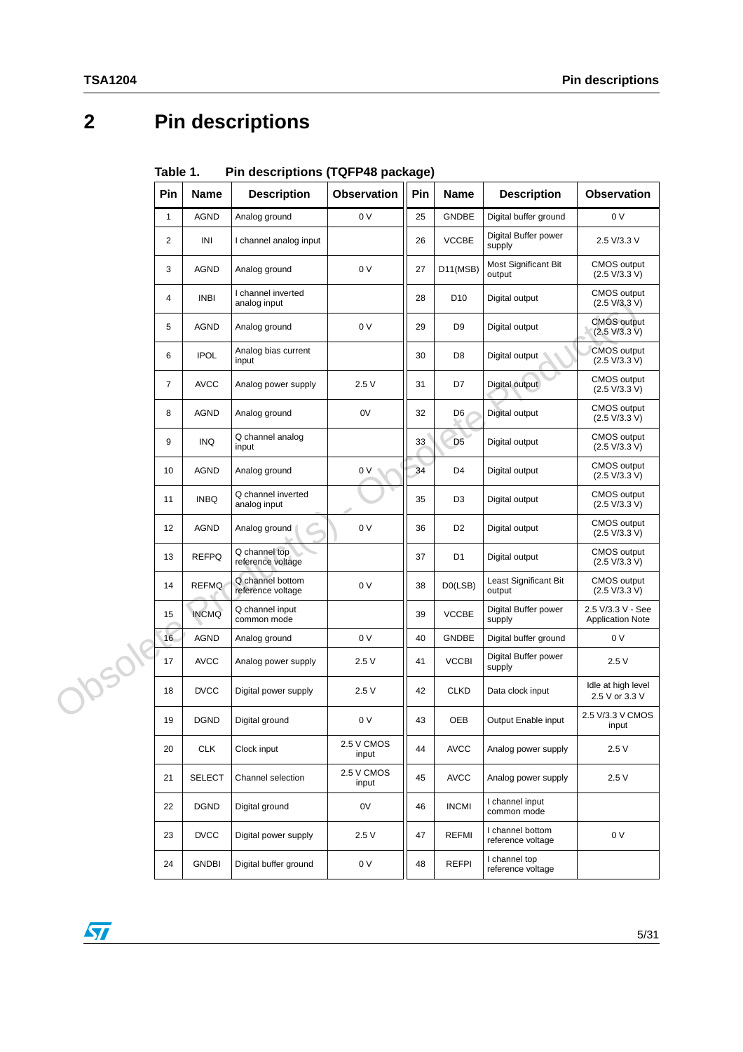# 2 Pin descriptions

Table 1. Pin descriptions (TQFP48 package)

| Pin | Name | Description | Observation | Pin | Name | Description | Observation |
|---|---|---|---|---|---|---|---|
| 1 | AGND | Analog ground | 0 V | 25 | GNDBE | Digital buffer ground | 0 V |
| 2 | INI | I channel analog input | | 26 | VCCBE | Digital Buffer power supply | 2.5 V/3.3 V |
| 3 | AGND | Analog ground | 0 V | 27 | D11(MSB) | Most Significant Bit output | CMOS output (2.5 V/3.3 V) |
| 4 | INBI | I channel inverted analog input | | 28 | D10 | Digital output | CMOS output (2.5 V/3.3 V) |
| 5 | AGND | Analog ground | 0 V | 29 | D9 | Digital output | CMOS output (2.5 V/3.3 V) |
| 6 | IPOL | Analog bias current input | | 30 | D8 | Digital output | CMOS output (2.5 V/3.3 V) |
| 7 | AVCC | Analog power supply | 2.5 V | 31 | D7 | Digital output | CMOS output (2.5 V/3.3 V) |
| 8 | AGND | Analog ground | 0V | 32 | D6 | Digital output | CMOS output (2.5 V/3.3 V) |
| 9 | INQ | Q channel analog input | | 33 | D5 | Digital output | CMOS output (2.5 V/3.3 V) |
| 10 | AGND | Analog ground | 0 V | 34 | D4 | Digital output | CMOS output (2.5 V/3.3 V) |
| 11 | INBQ | Q channel inverted analog input | | 35 | D3 | Digital output | CMOS output (2.5 V/3.3 V) |
| 12 | AGND | Analog ground | 0 V | 36 | D2 | Digital output | CMOS output (2.5 V/3.3 V) |
| 13 | REFPQ | Q channel top reference voltage | | 37 | D1 | Digital output | CMOS output (2.5 V/3.3 V) |
| 14 | REFMQ | Q channel bottom reference voltage | 0 V | 38 | D0(LSB) | Least Significant Bit output | CMOS output (2.5 V/3.3 V) |
| 15 | INCMQ | Q channel input common mode | | 39 | VCCBE | Digital Buffer power supply | 2.5 V/3.3 V - See Application Note |
| 16 | AGND | Analog ground | 0 V | 40 | GNDBE | Digital buffer ground | 0 V |
| 17 | AVCC | Analog power supply | 2.5 V | 41 | VCCBI | Digital Buffer power supply | 2.5 V |
| 18 | DVCC | Digital power supply | 2.5 V | 42 | CLKD | Data clock input | Idle at high level 2.5 V or 3.3 V |
| 19 | DGND | Digital ground | 0 V | 43 | OEB | Output Enable input | 2.5 V/3.3 V CMOS input |
| 20 | CLK | Clock input | 2.5 V CMOS input | 44 | AVCC | Analog power supply | 2.5 V |
| 21 | SELECT | Channel selection | 2.5 V CMOS input | 45 | AVCC | Analog power supply | 2.5 V |
| 22 | DGND | Digital ground | 0V | 46 | INCMI | I channel input common mode | |
| 23 | DVCC | Digital power supply | 2.5 V | 47 | REFMI | I channel bottom reference voltage | 0 V |
| 24 | GNDBI | Digital buffer ground | 0 V | 48 | REFPI | I channel top reference voltage | |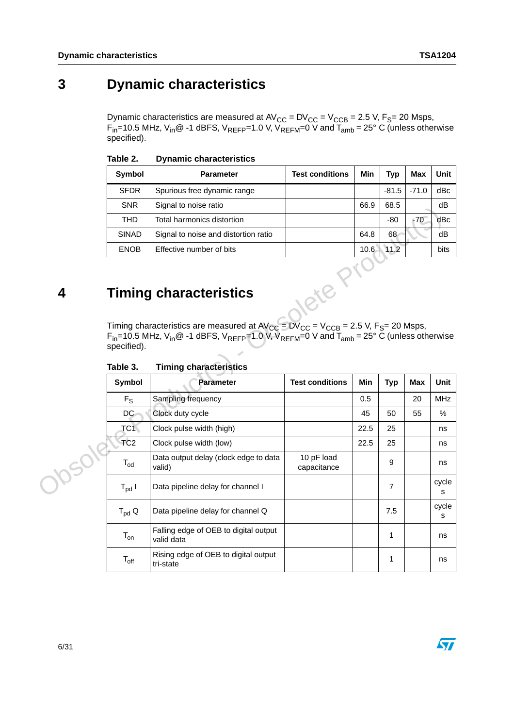# 3 Dynamic characteristics

Dynamic characteristics are measured at $AV_{CC} = DV_{CC} = V_{CCB} = 2.5$ V, $F_S$= 20 Msps, $F_{in}$=10.5 MHz, $V_{in}$@ -1 dBFS, $V_{REFP}$=1.0 V, $V_{REFM}$=0 V and $T_{amb}$ = 25° C (unless otherwise specified).

**Table 2. Dynamic characteristics**

| Symbol | Parameter | Test conditions | Min | Typ | Max | Unit |
|---|---|---|---|---|---|---|
| SFDR | Spurious free dynamic range | | | -81.5 | -71.0 | dBc |
| SNR | Signal to noise ratio | | 66.9 | 68.5 | | dB |
| THD | Total harmonics distortion | | | -80 | -70 | dBc |
| SINAD | Signal to noise and distortion ratio | | 64.8 | 68 | | dB |
| ENOB | Effective number of bits | | 10.6 | 11.2 | | bits |

# 4 Timing characteristics

Timing characteristics are measured at $AV_{CC} = DV_{CC} = V_{CCB} = 2.5$ V, $F_S$= 20 Msps, $F_{in}$=10.5 MHz, $V_{in}$@ -1 dBFS, $V_{REFP}$=1.0 V, $V_{REFM}$=0 V and $T_{amb}$ = 25° C (unless otherwise specified).

**Table 3. Timing characteristics**

| Symbol | Parameter | Test conditions | Min | Typ | Max | Unit |
|---|---|---|---|---|---|---|
| $F_S$ | Sampling frequency | | 0.5 | | 20 | MHz |
| DC | Clock duty cycle | | 45 | 50 | 55 | % |
| TC1 | Clock pulse width (high) | | 22.5 | 25 | | ns |
| TC2 | Clock pulse width (low) | | 22.5 | 25 | | ns |
| $T_{od}$ | Data output delay (clock edge to data valid) | 10 pF load capacitance | | 9 | | ns |
| $T_{pd}$ I | Data pipeline delay for channel I | | | 7 | | cycles |
| $T_{pd}$ Q | Data pipeline delay for channel Q | | | 7.5 | | cycles |
| $T_{on}$ | Falling edge of OEB to digital output valid data | | | 1 | | ns |
| $T_{off}$ | Rising edge of OEB to digital output tri-state | | | 1 | | ns |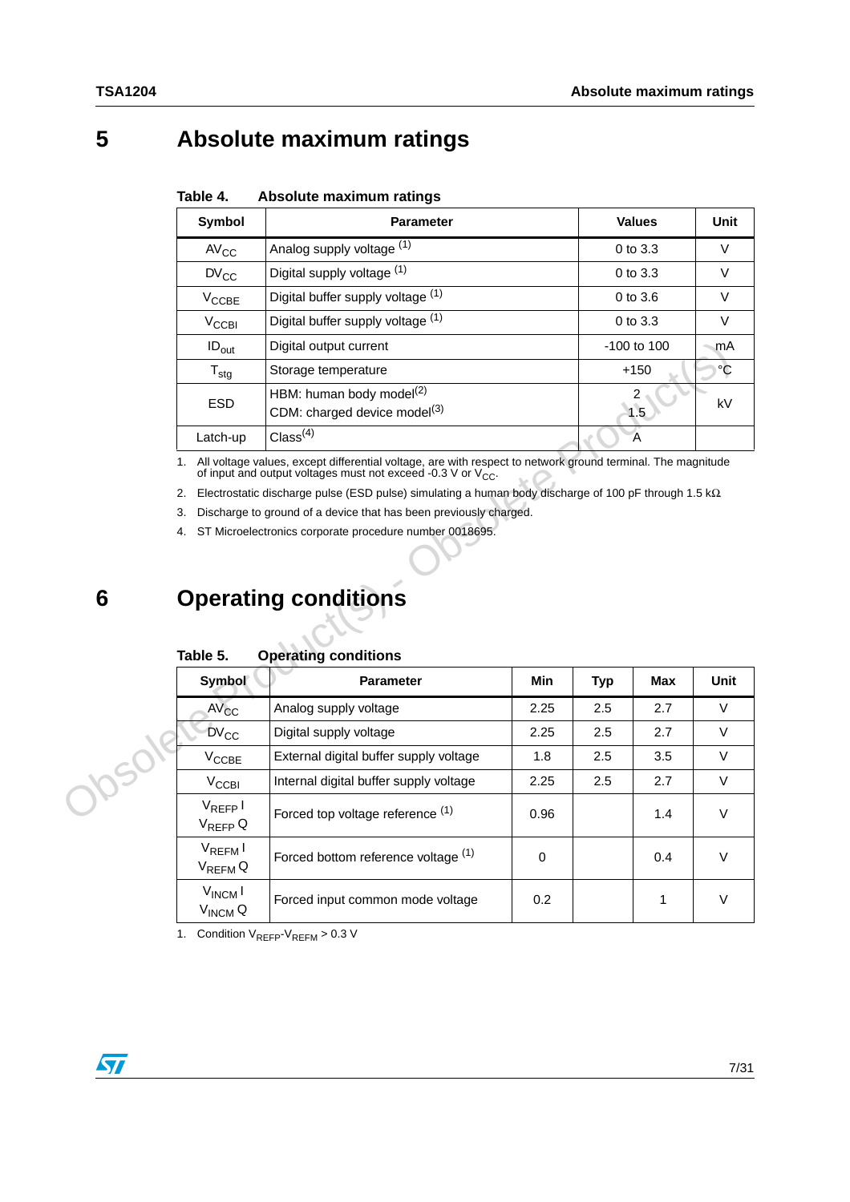# 5 Absolute maximum ratings

**Table 4. Absolute maximum ratings**

| Symbol | Parameter | Values | Unit |
|---|---|---|---|
| $AV_{CC}$ | Analog supply voltage (1) | 0 to 3.3 | V |
| $DV_{CC}$ | Digital supply voltage (1) | 0 to 3.3 | V |
| $V_{CCBE}$ | Digital buffer supply voltage (1) | 0 to 3.6 | V |
| $V_{CCBI}$ | Digital buffer supply voltage (1) | 0 to 3.3 | V |
| $ID_{out}$ | Digital output current | -100 to 100 | mA |
| $T_{stg}$ | Storage temperature | +150 | °C |
| ESD | HBM: human body model(2)<br>CDM: charged device model(3) | 2<br>1.5 | kV |
| Latch-up | Class(4) | A | |

1. All voltage values, except differential voltage, are with respect to network ground terminal. The magnitude of input and output voltages must not exceed -0.3 V or $V_{CC}$.
2. Electrostatic discharge pulse (ESD pulse) simulating a human body discharge of 100 pF through 1.5 kΩ
3. Discharge to ground of a device that has been previously charged.
4. ST Microelectronics corporate procedure number 0018695.

# 6 Operating conditions

**Table 5. Operating conditions**

| Symbol | Parameter | Min | Typ | Max | Unit |
|---|---|---|---|---|---|
| $AV_{CC}$ | Analog supply voltage | 2.25 | 2.5 | 2.7 | V |
| $DV_{CC}$ | Digital supply voltage | 2.25 | 2.5 | 2.7 | V |
| $V_{CCBE}$ | External digital buffer supply voltage | 1.8 | 2.5 | 3.5 | V |
| $V_{CCBI}$ | Internal digital buffer supply voltage | 2.25 | 2.5 | 2.7 | V |
| $V_{REFP}$ I<br>$V_{REFP}$ Q | Forced top voltage reference (1) | 0.96 | | 1.4 | V |
| $V_{REFM}$ I<br>$V_{REFM}$ Q | Forced bottom reference voltage (1) | 0 | | 0.4 | V |
| $V_{INCM}$ I<br>$V_{INCM}$ Q | Forced input common mode voltage | 0.2 | | 1 | V |

1. Condition $V_{REFP}$-$V_{REFM}$ > 0.3 V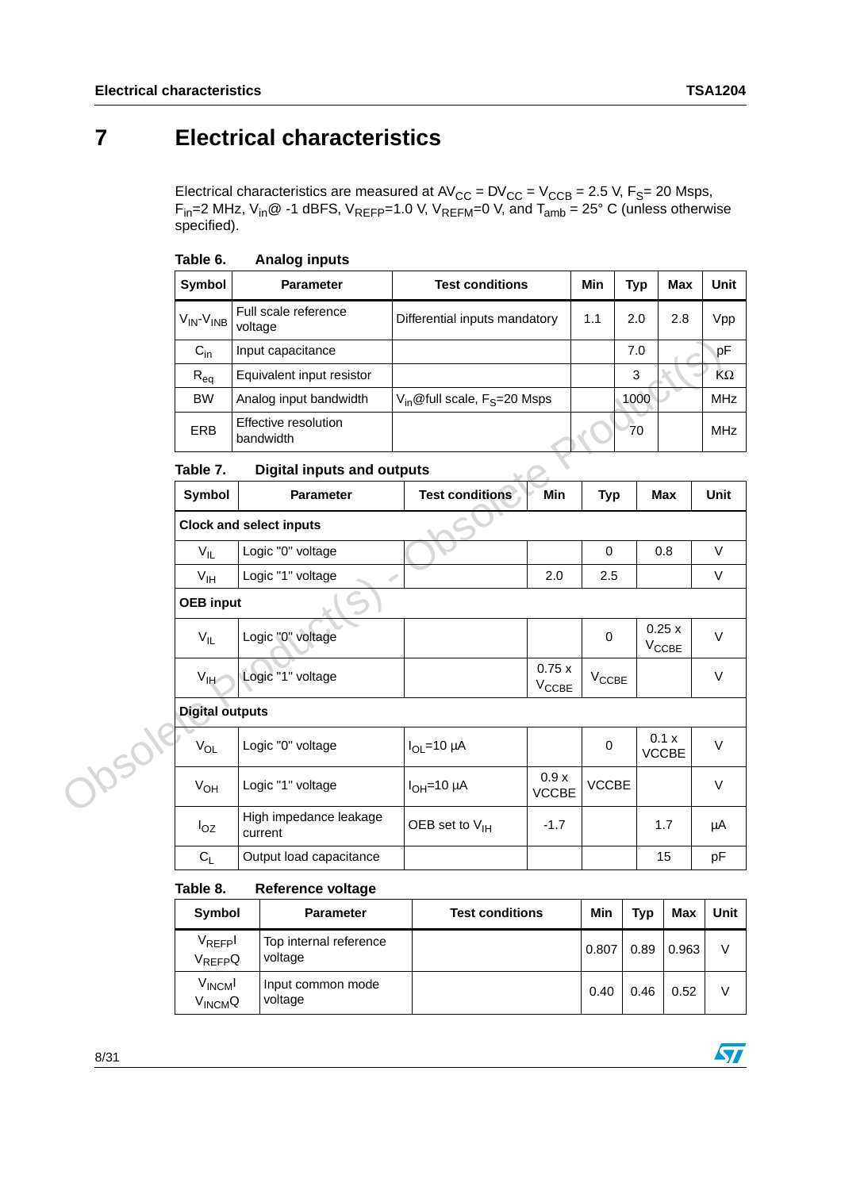// Rendered as a standard section/body/table layout; any non-LaTeX sub/sup markup is explicitly mentioned in the page-level commentary.

# 7 Electrical characteristics

Electrical characteristics are measured at $AV_{CC} = DV_{CC} = V_{CCB} = 2.5$ V, $F_S$= 20 Msps, $F_{in}$=2 MHz, $V_{in}$@ -1 dBFS, $V_{REFP}$=1.0 V, $V_{REFM}$=0 V, and $T_{amb}$ = 25° C (unless otherwise specified).

**Table 6. Analog inputs**

| Symbol | Parameter | Test conditions | Min | Typ | Max | Unit |
|---|---|---|---|---|---|---|
| $V_{IN}$-$V_{INB}$ | Full scale reference voltage | Differential inputs mandatory | 1.1 | 2.0 | 2.8 | Vpp |
| $C_{in}$ | Input capacitance | | | 7.0 | | pF |
| $R_{eq}$ | Equivalent input resistor | | | 3 | | KΩ |
| BW | Analog input bandwidth | $V_{in}$@full scale, $F_S$=20 Msps | | 1000 | | MHz |
| ERB | Effective resolution bandwidth | | | 70 | | MHz |

**Table 7. Digital inputs and outputs**

| Symbol | Parameter | Test conditions | Min | Typ | Max | Unit |
|---|---|---|---|---|---|---|
| **Clock and select inputs** | | | | | | |
| $V_{IL}$ | Logic "0" voltage | | | 0 | 0.8 | V |
| $V_{IH}$ | Logic "1" voltage | | 2.0 | 2.5 | | V |
| **OEB input** | | | | | | |
| $V_{IL}$ | Logic "0" voltage | | | 0 | 0.25 x $V_{CCBE}$ | V |
| $V_{IH}$ | Logic "1" voltage | | 0.75 x $V_{CCBE}$ | $V_{CCBE}$ | | V |
| **Digital outputs** | | | | | | |
| $V_{OL}$ | Logic "0" voltage | $I_{OL}$=10 µA | | 0 | 0.1 x VCCBE | V |
| $V_{OH}$ | Logic "1" voltage | $I_{OH}$=10 µA | 0.9 x VCCBE | VCCBE | | V |
| $I_{OZ}$ | High impedance leakage current | OEB set to $V_{IH}$ | -1.7 | | 1.7 | µA |
| $C_L$ | Output load capacitance | | | | 15 | pF |

**Table 8. Reference voltage**

| Symbol | Parameter | Test conditions | Min | Typ | Max | Unit |
|---|---|---|---|---|---|---|
| $V_{REFP}$I $V_{REFP}$Q | Top internal reference voltage | | 0.807 | 0.89 | 0.963 | V |
| $V_{INCM}$I $V_{INCM}$Q | Input common mode voltage | | 0.40 | 0.46 | 0.52 | V |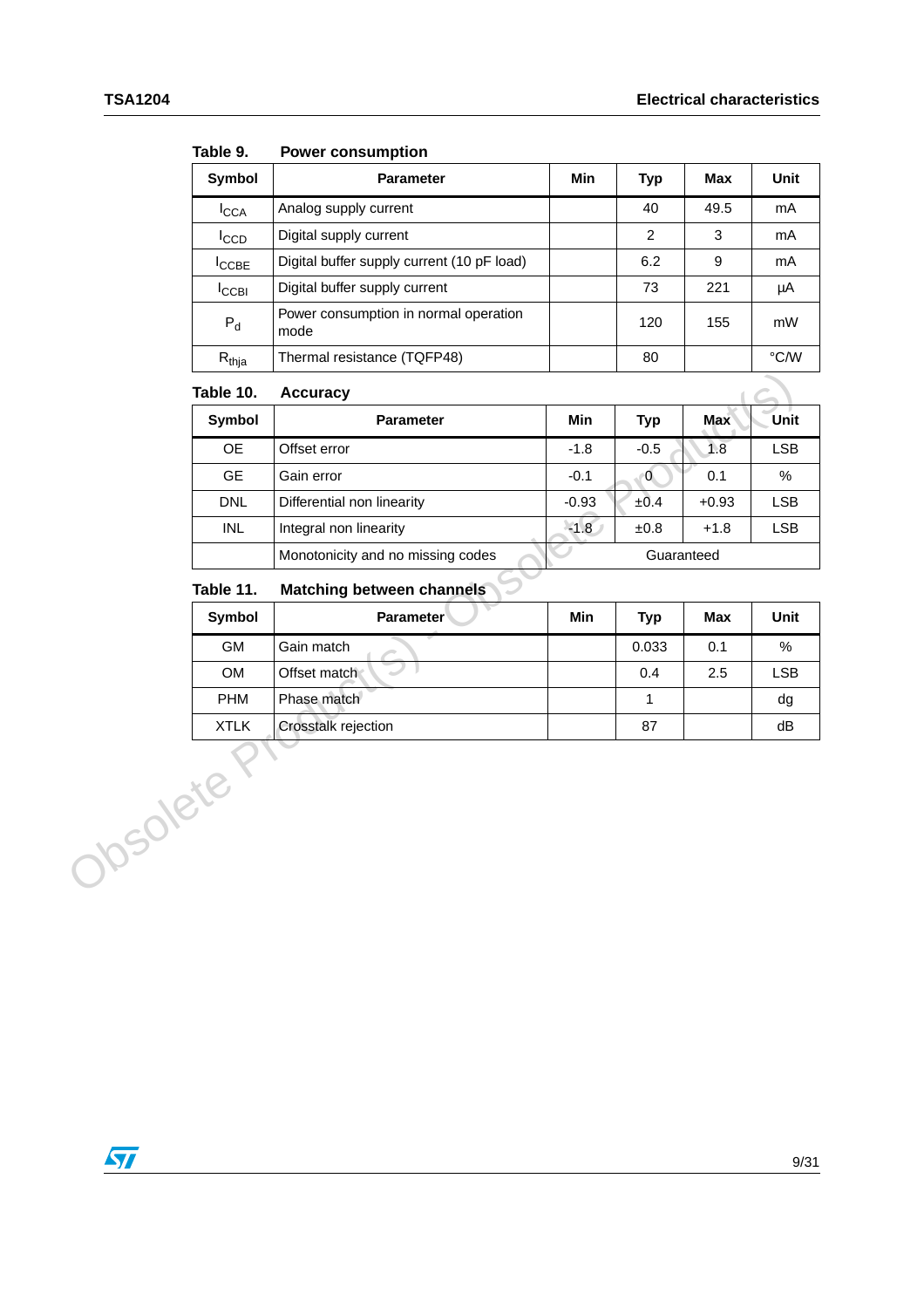Table 9. Power consumption

| Symbol | Parameter | Min | Typ | Max | Unit |
|---|---|---|---|---|---|
| $I_{CCA}$ | Analog supply current | | 40 | 49.5 | mA |
| $I_{CCD}$ | Digital supply current | | 2 | 3 | mA |
| $I_{CCBE}$ | Digital buffer supply current (10 pF load) | | 6.2 | 9 | mA |
| $I_{CCBI}$ | Digital buffer supply current | | 73 | 221 | µA |
| $P_d$ | Power consumption in normal operation mode | | 120 | 155 | mW |
| $R_{thja}$ | Thermal resistance (TQFP48) | | 80 | | °C/W |

Table 10. Accuracy

| Symbol | Parameter | Min | Typ | Max | Unit |
|---|---|---|---|---|---|
| OE | Offset error | -1.8 | -0.5 | 1.8 | LSB |
| GE | Gain error | -0.1 | 0 | 0.1 | % |
| DNL | Differential non linearity | -0.93 | ±0.4 | +0.93 | LSB |
| INL | Integral non linearity | -1.8 | ±0.8 | +1.8 | LSB |
| | Monotonicity and no missing codes | Guaranteed | | | |

Table 11. Matching between channels

| Symbol | Parameter | Min | Typ | Max | Unit |
|---|---|---|---|---|---|
| GM | Gain match | | 0.033 | 0.1 | % |
| OM | Offset match | | 0.4 | 2.5 | LSB |
| PHM | Phase match | | 1 | | dg |
| XTLK | Crosstalk rejection | | 87 | | dB |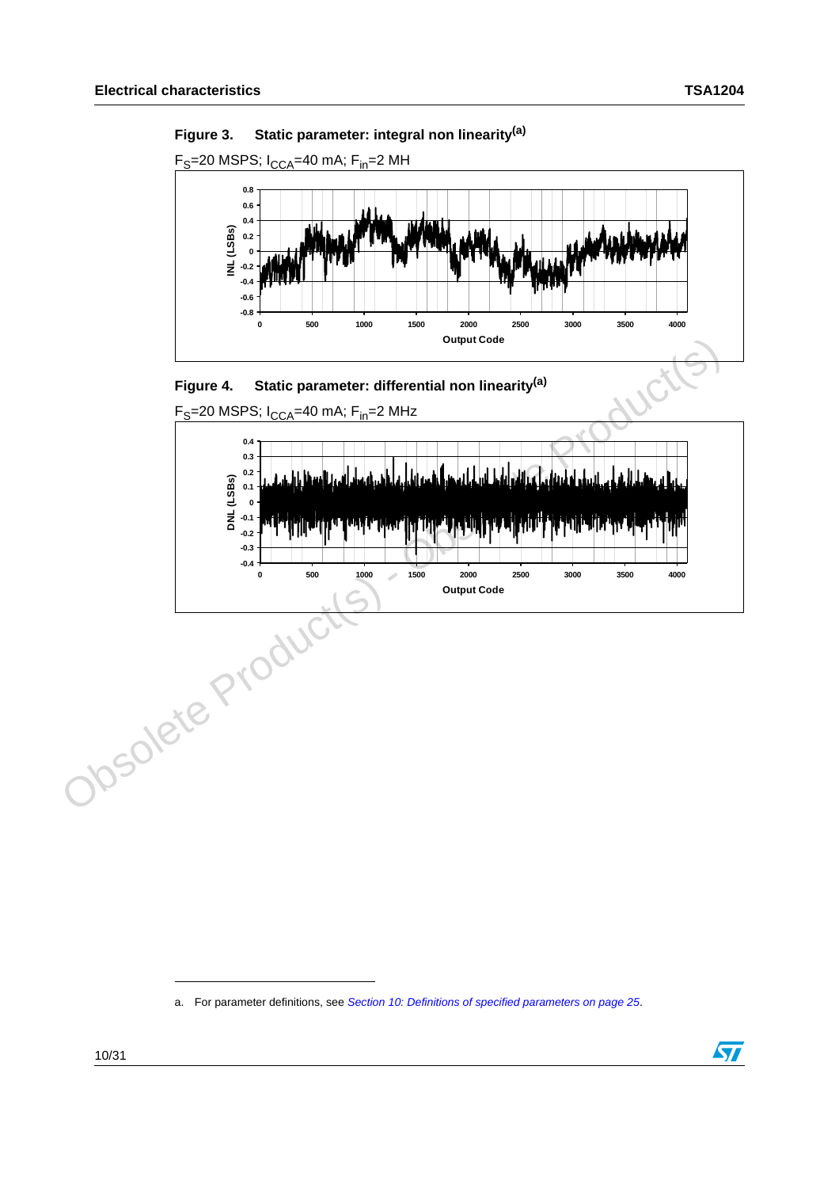**Figure 3. Static parameter: integral non linearity[a]**

$F_S$=20 MSPS; $I_{CCA}$=40 mA; $F_{in}$=2 MH

**Figure 4. Static parameter: differential non linearity[a]**

$F_S$=20 MSPS; $I_{CCA}$=40 mA; $F_{in}$=2 MHz

a. For parameter definitions, see *Section 10: Definitions of specified parameters on page 25*.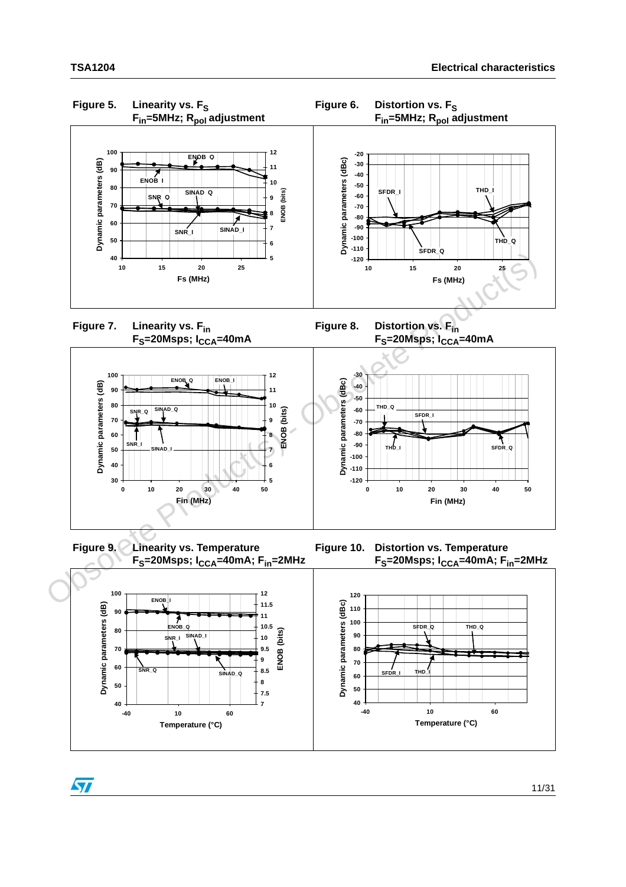**Figure 5. Linearity vs. $F_S$**
**$F_{in}$=5MHz; $R_{pol}$ adjustment**

**Figure 6. Distortion vs. $F_S$**
**$F_{in}$=5MHz; $R_{pol}$ adjustment**

**Figure 7. Linearity vs. $F_{in}$**
**$F_S$=20Msps; $I_{CCA}$=40mA**

**Figure 8. Distortion vs. $F_{in}$**
**$F_S$=20Msps; $I_{CCA}$=40mA**

**Figure 9. Linearity vs. Temperature**
**$F_S$=20Msps; $I_{CCA}$=40mA; $F_{in}$=2MHz**

**Figure 10. Distortion vs. Temperature**
**$F_S$=20Msps; $I_{CCA}$=40mA; $F_{in}$=2MHz**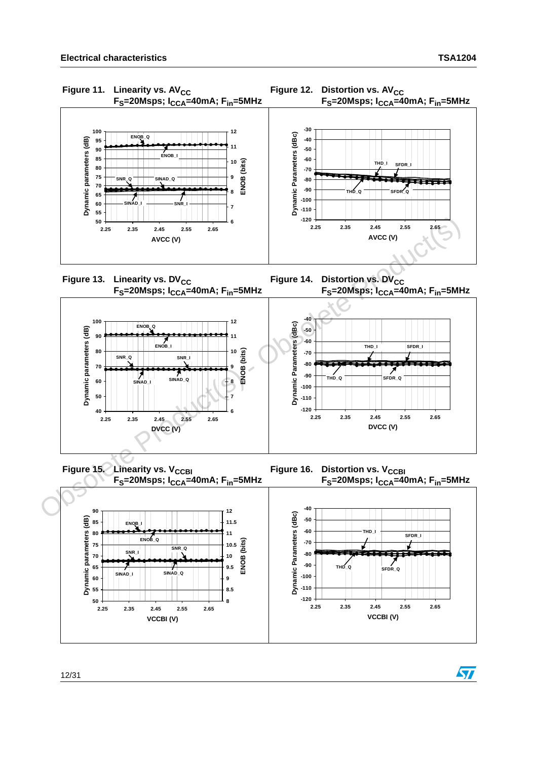Figure 11. Linearity vs. $AV_{CC}$
$F_S$=20Msps; $I_{CCA}$=40mA; $F_{in}$=5MHz

Figure 12. Distortion vs. $AV_{CC}$
$F_S$=20Msps; $I_{CCA}$=40mA; $F_{in}$=5MHz

Figure 13. Linearity vs. $DV_{CC}$
$F_S$=20Msps; $I_{CCA}$=40mA; $F_{in}$=5MHz

Figure 14. Distortion vs. $DV_{CC}$
$F_S$=20Msps; $I_{CCA}$=40mA; $F_{in}$=5MHz

Figure 15. Linearity vs. $V_{CCBI}$
$F_S$=20Msps; $I_{CCA}$=40mA; $F_{in}$=5MHz

Figure 16. Distortion vs. $V_{CCBI}$
$F_S$=20Msps; $I_{CCA}$=40mA; $F_{in}$=5MHz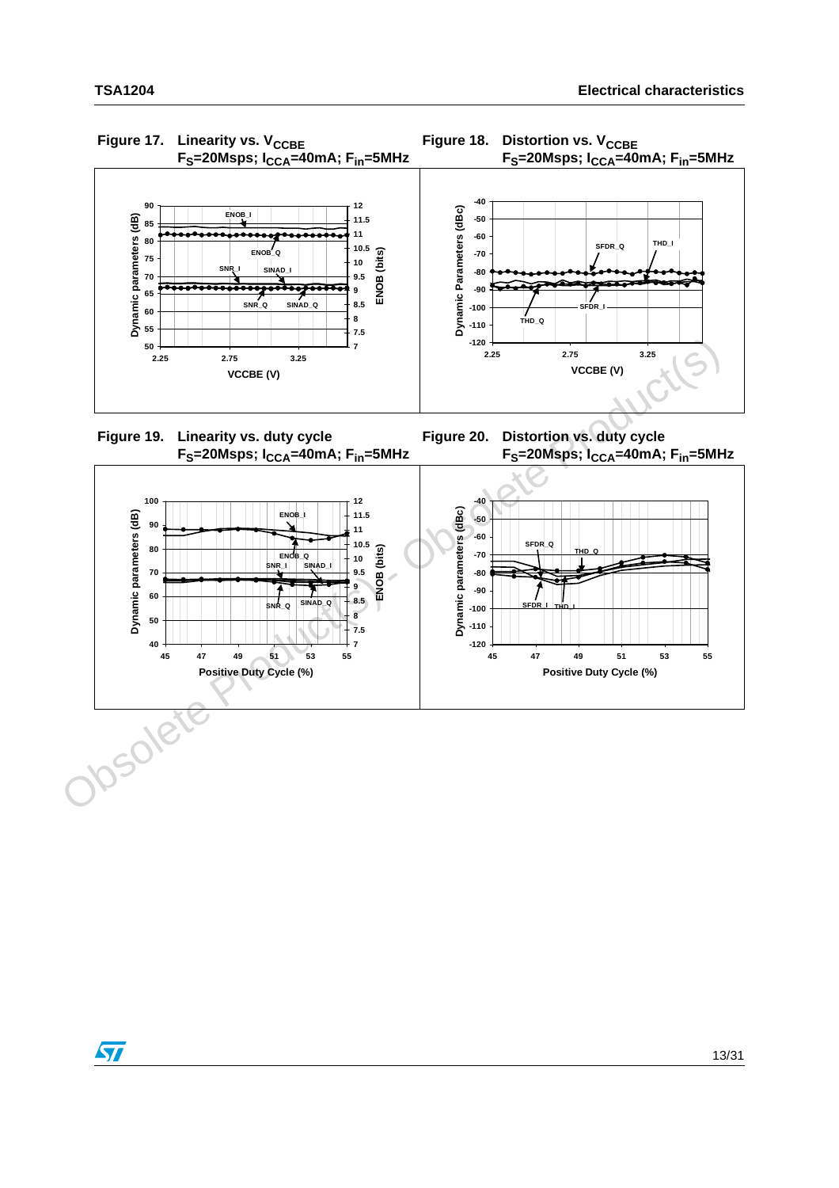Figure 17. Linearity vs. $V_{CCBE}$ $F_S$=20Msps; $I_{CCA}$=40mA; $F_{in}$=5MHz

Figure 18. Distortion vs. $V_{CCBE}$ $F_S$=20Msps; $I_{CCA}$=40mA; $F_{in}$=5MHz

Figure 19. Linearity vs. duty cycle $F_S$=20Msps; $I_{CCA}$=40mA; $F_{in}$=5MHz

Figure 20. Distortion vs. duty cycle $F_S$=20Msps; $I_{CCA}$=40mA; $F_{in}$=5MHz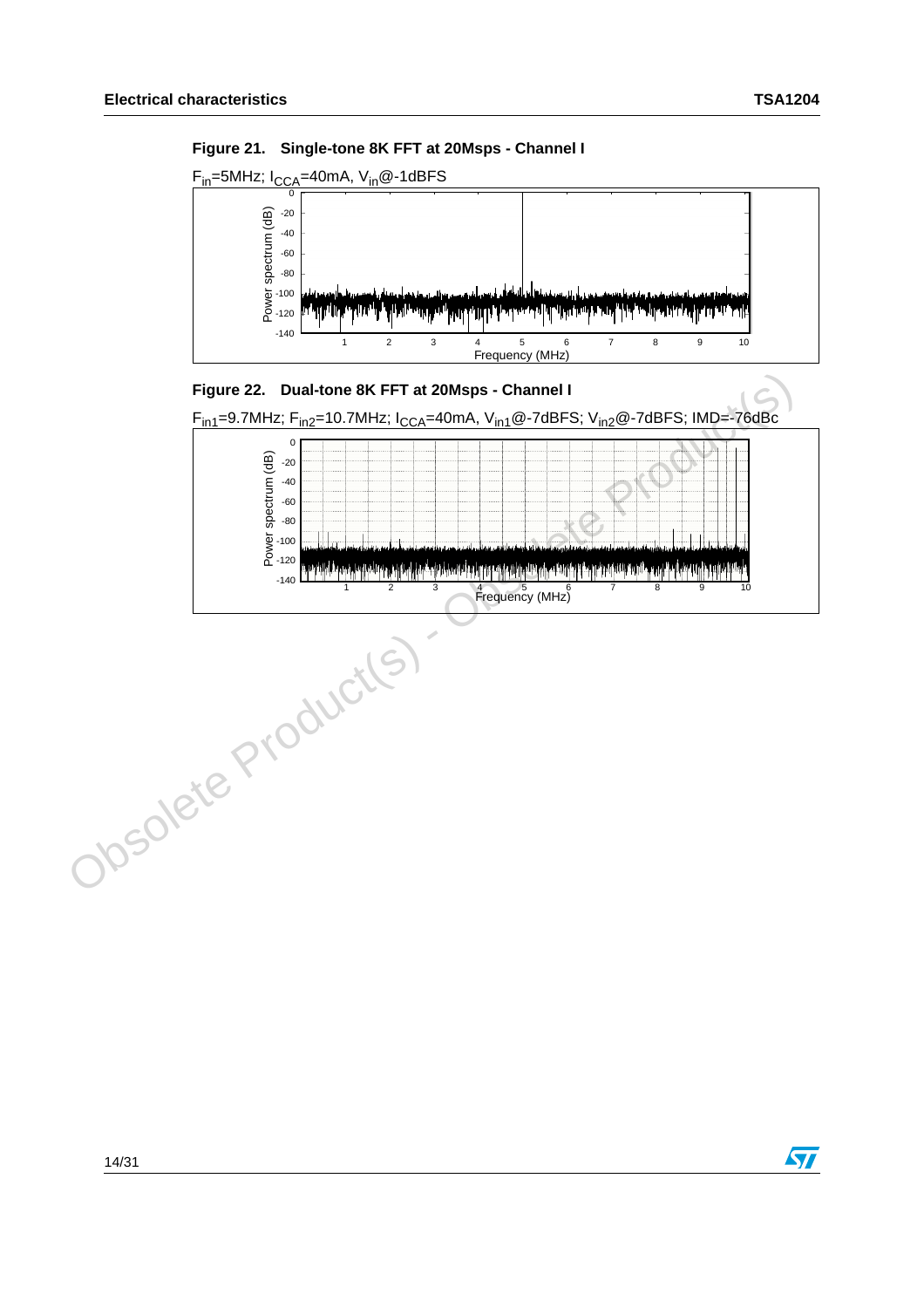**Figure 21. Single-tone 8K FFT at 20Msps - Channel I**

$F_{in}$=5MHz; $I_{CCA}$=40mA, $V_{in}$@-1dBFS

**Figure 22. Dual-tone 8K FFT at 20Msps - Channel I**

$F_{in1}$=9.7MHz; $F_{in2}$=10.7MHz; $I_{CCA}$=40mA, $V_{in1}$@-7dBFS; $V_{in2}$@-7dBFS; IMD=-76dBc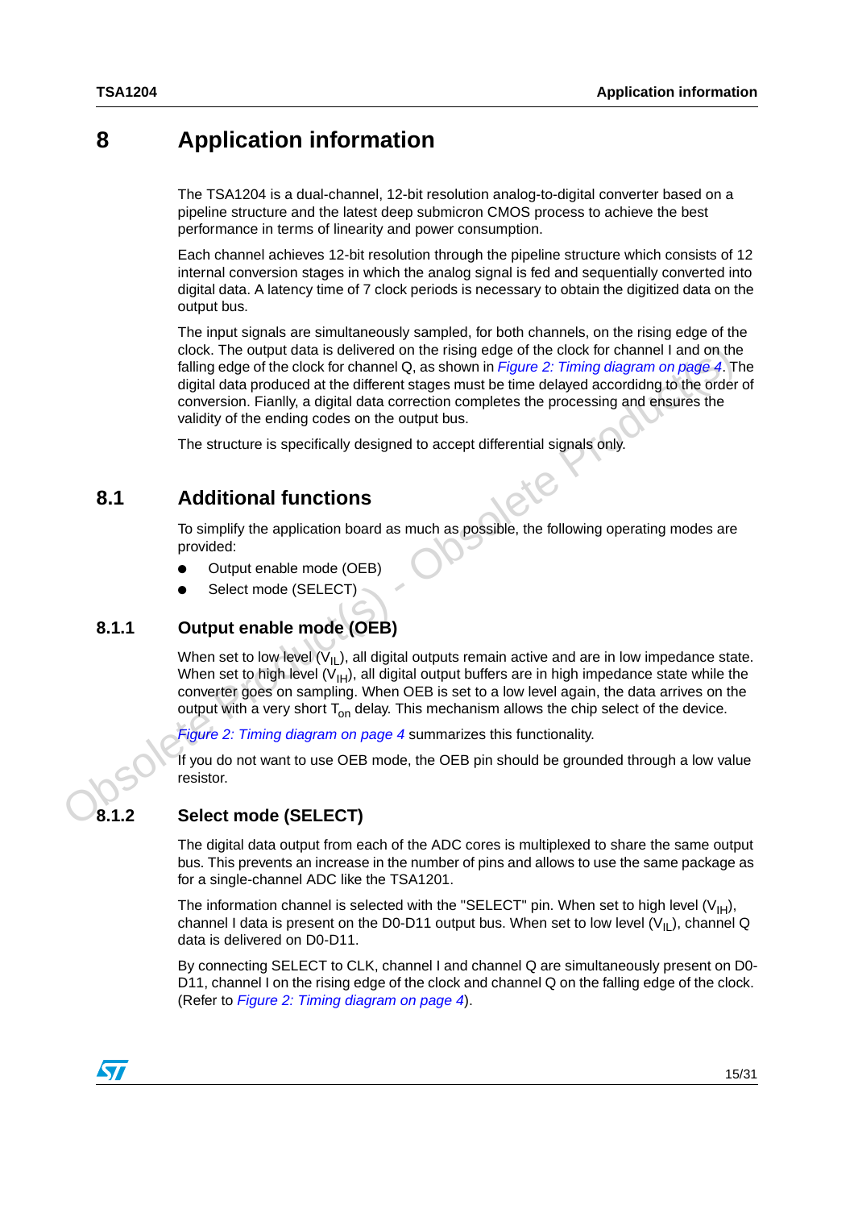# 8 Application information

The TSA1204 is a dual-channel, 12-bit resolution analog-to-digital converter based on a pipeline structure and the latest deep submicron CMOS process to achieve the best performance in terms of linearity and power consumption.

Each channel achieves 12-bit resolution through the pipeline structure which consists of 12 internal conversion stages in which the analog signal is fed and sequentially converted into digital data. A latency time of 7 clock periods is necessary to obtain the digitized data on the output bus.

The input signals are simultaneously sampled, for both channels, on the rising edge of the clock. The output data is delivered on the rising edge of the clock for channel I and on the falling edge of the clock for channel Q, as shown in *Figure 2: Timing diagram on page 4*. The digital data produced at the different stages must be time delayed accordidng to the order of conversion. Fianlly, a digital data correction completes the processing and ensures the validity of the ending codes on the output bus.

The structure is specifically designed to accept differential signals only.

## 8.1 Additional functions

To simplify the application board as much as possible, the following operating modes are provided:

- Output enable mode (OEB)
- Select mode (SELECT)

### 8.1.1 Output enable mode (OEB)

When set to low level ($V_{IL}$), all digital outputs remain active and are in low impedance state. When set to high level ($V_{IH}$), all digital output buffers are in high impedance state while the converter goes on sampling. When OEB is set to a low level again, the data arrives on the output with a very short $T_{on}$ delay. This mechanism allows the chip select of the device.

*Figure 2: Timing diagram on page 4* summarizes this functionality.

If you do not want to use OEB mode, the OEB pin should be grounded through a low value resistor.

### 8.1.2 Select mode (SELECT)

The digital data output from each of the ADC cores is multiplexed to share the same output bus. This prevents an increase in the number of pins and allows to use the same package as for a single-channel ADC like the TSA1201.

The information channel is selected with the "SELECT" pin. When set to high level ($V_{IH}$), channel I data is present on the D0-D11 output bus. When set to low level ($V_{IL}$), channel Q data is delivered on D0-D11.

By connecting SELECT to CLK, channel I and channel Q are simultaneously present on D0-D11, channel I on the rising edge of the clock and channel Q on the falling edge of the clock. (Refer to *Figure 2: Timing diagram on page 4*).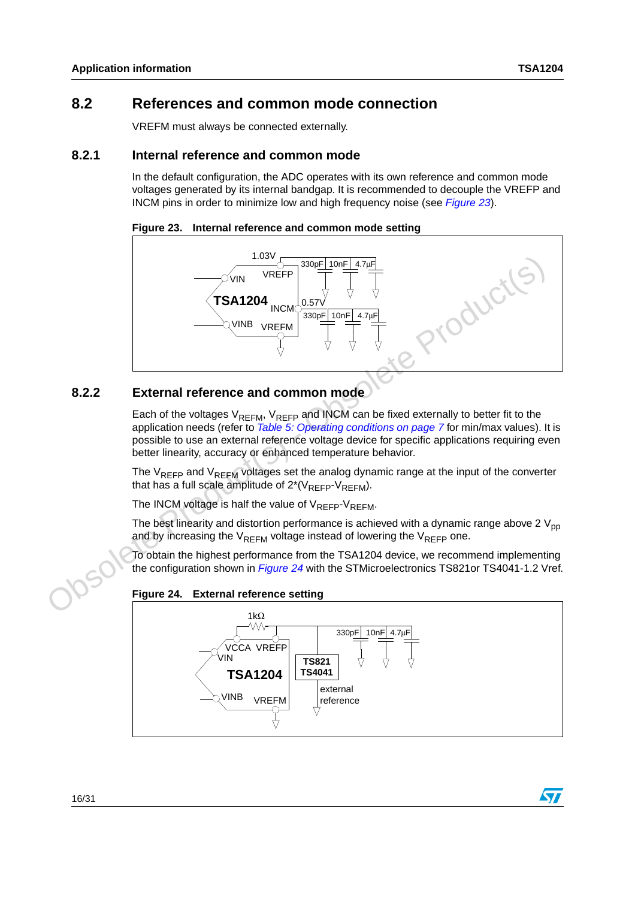## 8.2 References and common mode connection

VREFM must always be connected externally.

### 8.2.1 Internal reference and common mode

In the default configuration, the ADC operates with its own reference and common mode voltages generated by its internal bandgap. It is recommended to decouple the VREFP and INCM pins in order to minimize low and high frequency noise (see *Figure 23*).

**Figure 23. Internal reference and common mode setting**

### 8.2.2 External reference and common mode

Each of the voltages $V_{REFM}$, $V_{REFP}$ and INCM can be fixed externally to better fit to the application needs (refer to *Table 5: Operating conditions on page 7* for min/max values). It is possible to use an external reference voltage device for specific applications requiring even better linearity, accuracy or enhanced temperature behavior.

The $V_{REFP}$ and $V_{REFM}$ voltages set the analog dynamic range at the input of the converter that has a full scale amplitude of $2*(V_{REFP}-V_{REFM})$.

The INCM voltage is half the value of $V_{REFP}-V_{REFM}$.

The best linearity and distortion performance is achieved with a dynamic range above 2 $V_{pp}$ and by increasing the $V_{REFM}$ voltage instead of lowering the $V_{REFP}$ one.

To obtain the highest performance from the TSA1204 device, we recommend implementing the configuration shown in *Figure 24* with the STMicroelectronics TS821or TS4041-1.2 Vref.

**Figure 24. External reference setting**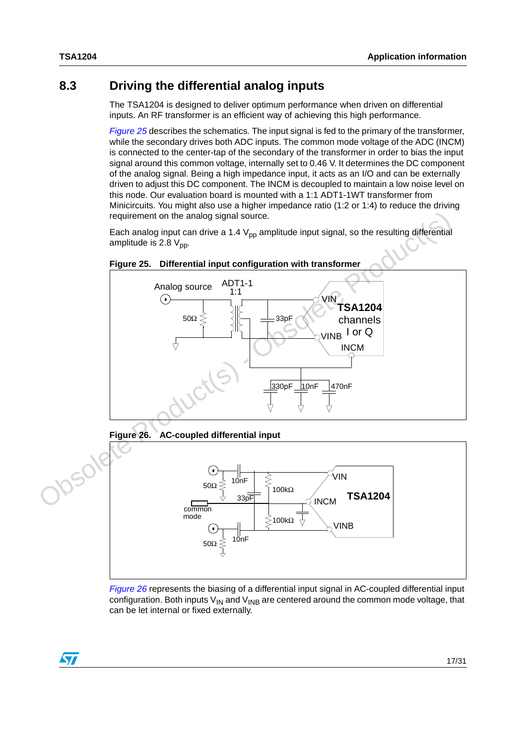## 8.3 Driving the differential analog inputs

The TSA1204 is designed to deliver optimum performance when driven on differential inputs. An RF transformer is an efficient way of achieving this high performance.

*Figure 25* describes the schematics. The input signal is fed to the primary of the transformer, while the secondary drives both ADC inputs. The common mode voltage of the ADC (INCM) is connected to the center-tap of the secondary of the transformer in order to bias the input signal around this common voltage, internally set to 0.46 V. It determines the DC component of the analog signal. Being a high impedance input, it acts as an I/O and can be externally driven to adjust this DC component. The INCM is decoupled to maintain a low noise level on this node. Our evaluation board is mounted with a 1:1 ADT1-1WT transformer from Minicircuits. You might also use a higher impedance ratio (1:2 or 1:4) to reduce the driving requirement on the analog signal source.

Each analog input can drive a 1.4 $V_{pp}$ amplitude input signal, so the resulting differential amplitude is 2.8 $V_{pp}$.

**Figure 25. Differential input configuration with transformer**

**Figure 26. AC-coupled differential input**

*Figure 26* represents the biasing of a differential input signal in AC-coupled differential input configuration. Both inputs $V_{IN}$ and $V_{INB}$ are centered around the common mode voltage, that can be let internal or fixed externally.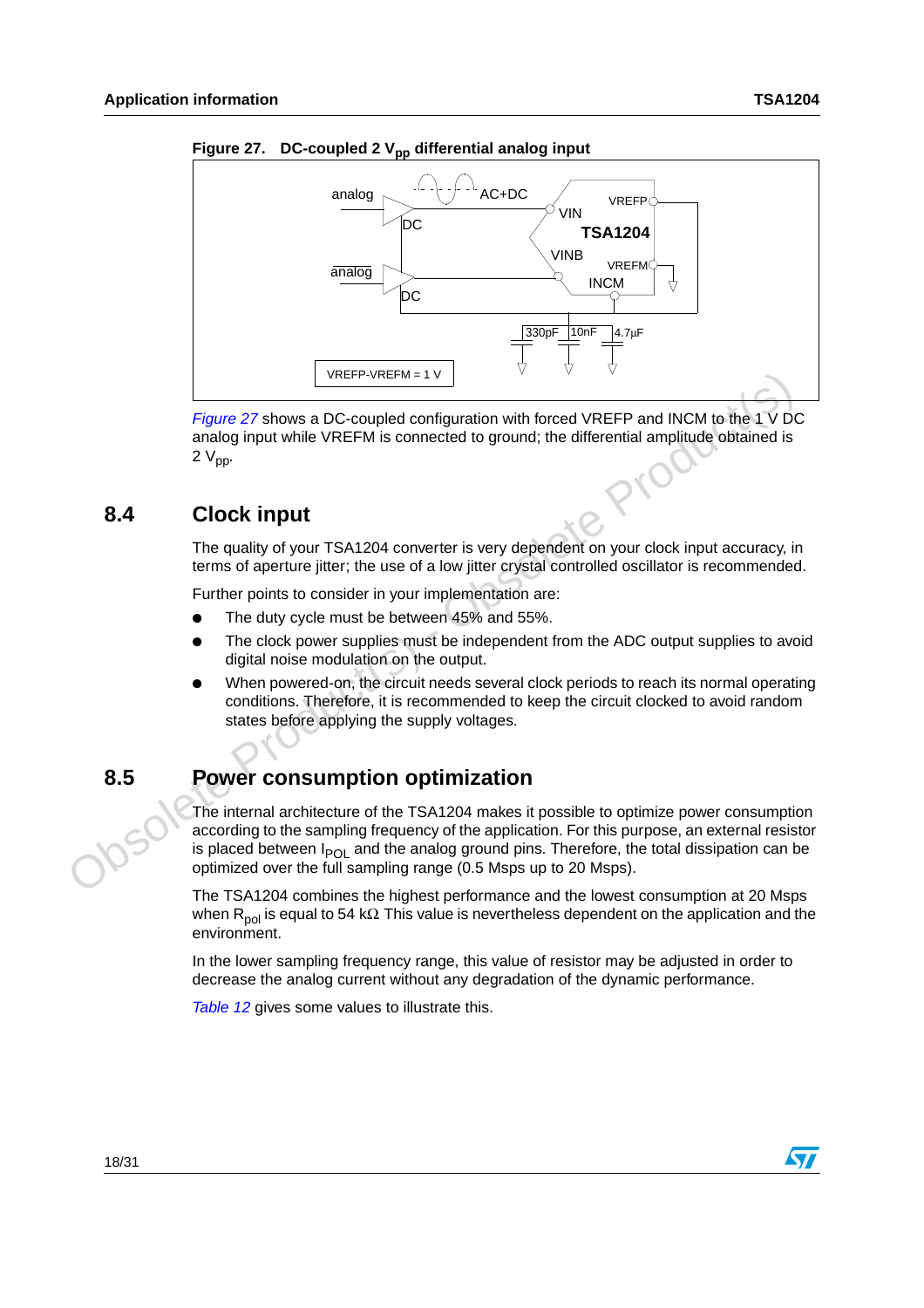**Figure 27. DC-coupled 2 $V_{pp}$ differential analog input**

*Figure 27* shows a DC-coupled configuration with forced VREFP and INCM to the 1 V DC analog input while VREFM is connected to ground; the differential amplitude obtained is 2 $V_{pp}$.

## 8.4 Clock input

The quality of your TSA1204 converter is very dependent on your clock input accuracy, in terms of aperture jitter; the use of a low jitter crystal controlled oscillator is recommended.

Further points to consider in your implementation are:

- The duty cycle must be between 45% and 55%.
- The clock power supplies must be independent from the ADC output supplies to avoid digital noise modulation on the output.
- When powered-on, the circuit needs several clock periods to reach its normal operating conditions. Therefore, it is recommended to keep the circuit clocked to avoid random states before applying the supply voltages.

## 8.5 Power consumption optimization

The internal architecture of the TSA1204 makes it possible to optimize power consumption according to the sampling frequency of the application. For this purpose, an external resistor is placed between $I_{POL}$ and the analog ground pins. Therefore, the total dissipation can be optimized over the full sampling range (0.5 Msps up to 20 Msps).

The TSA1204 combines the highest performance and the lowest consumption at 20 Msps when $R_{pol}$ is equal to 54 kΩ. This value is nevertheless dependent on the application and the environment.

In the lower sampling frequency range, this value of resistor may be adjusted in order to decrease the analog current without any degradation of the dynamic performance.

*Table 12* gives some values to illustrate this.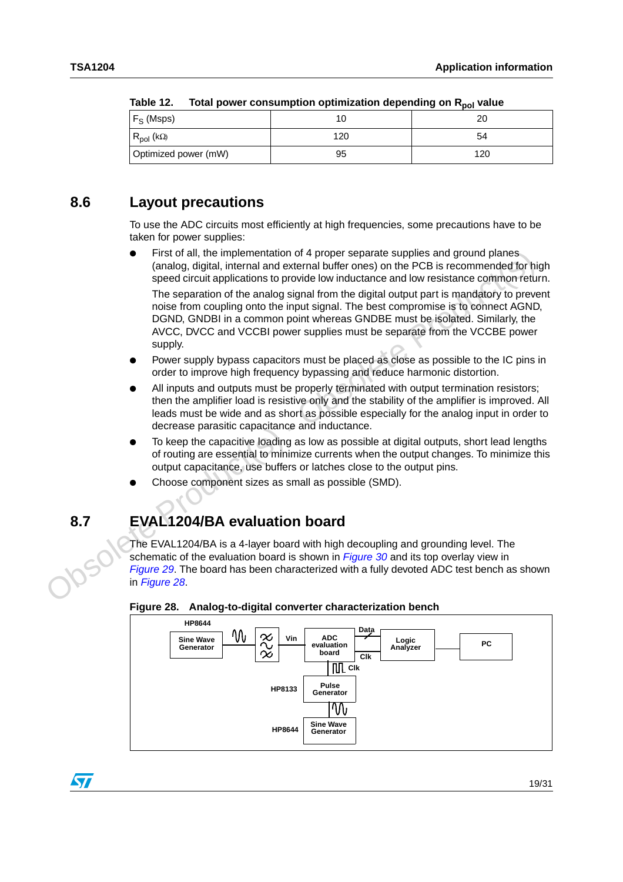Table 12. Total power consumption optimization depending on $R_{pol}$ value

| $F_S$ (Msps) | 10 | 20 |
|---|---|---|
| $R_{pol}$ (kΩ) | 120 | 54 |
| Optimized power (mW) | 95 | 120 |

## 8.6 Layout precautions

To use the ADC circuits most efficiently at high frequencies, some precautions have to be taken for power supplies:

- First of all, the implementation of 4 proper separate supplies and ground planes (analog, digital, internal and external buffer ones) on the PCB is recommended for high speed circuit applications to provide low inductance and low resistance common return.

  The separation of the analog signal from the digital output part is mandatory to prevent noise from coupling onto the input signal. The best compromise is to connect AGND, DGND, GNDBI in a common point whereas GNDBE must be isolated. Similarly, the AVCC, DVCC and VCCBI power supplies must be separate from the VCCBE power supply.
- Power supply bypass capacitors must be placed as close as possible to the IC pins in order to improve high frequency bypassing and reduce harmonic distortion.
- All inputs and outputs must be properly terminated with output termination resistors; then the amplifier load is resistive only and the stability of the amplifier is improved. All leads must be wide and as short as possible especially for the analog input in order to decrease parasitic capacitance and inductance.
- To keep the capacitive loading as low as possible at digital outputs, short lead lengths of routing are essential to minimize currents when the output changes. To minimize this output capacitance, use buffers or latches close to the output pins.
- Choose component sizes as small as possible (SMD).

## 8.7 EVAL1204/BA evaluation board

The EVAL1204/BA is a 4-layer board with high decoupling and grounding level. The schematic of the evaluation board is shown in *Figure 30* and its top overlay view in *Figure 29*. The board has been characterized with a fully devoted ADC test bench as shown in *Figure 28*.

Figure 28. Analog-to-digital converter characterization bench

HP8644 Sine Wave Generator → Vin → ADC evaluation board → Data → Logic Analyzer → PC

HP8133 Pulse Generator → Clk (ADC evaluation board, Logic Analyzer)

HP8644 Sine Wave Generator → Pulse Generator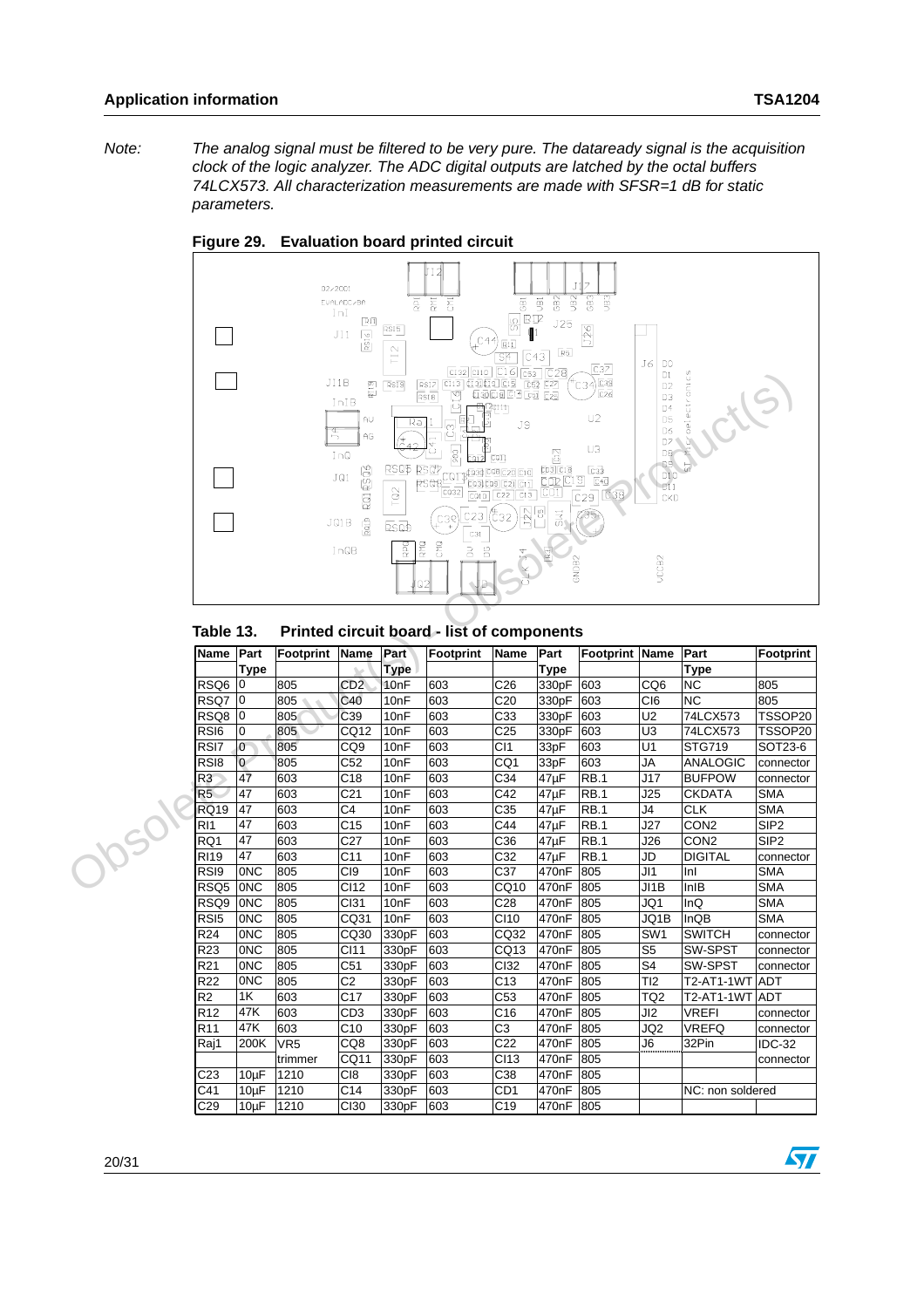*Note: The analog signal must be filtered to be very pure. The dataready signal is the acquisition clock of the logic analyzer. The ADC digital outputs are latched by the octal buffers 74LCX573. All characterization measurements are made with SFSR=1 dB for static parameters.*

**Figure 29. Evaluation board printed circuit**

**Table 13. Printed circuit board - list of components**

| Name | Part Type | Footprint | Name | Part Type | Footprint | Name | Part Type | Footprint | Name | Part Type | Footprint |
|---|---|---|---|---|---|---|---|---|---|---|---|
| RSQ6 | 0 | 805 | CD2 | 10nF | 603 | C26 | 330pF | 603 | CQ6 | NC | 805 |
| RSQ7 | 0 | 805 | C40 | 10nF | 603 | C20 | 330pF | 603 | CI6 | NC | 805 |
| RSQ8 | 0 | 805 | C39 | 10nF | 603 | C33 | 330pF | 603 | U2 | 74LCX573 | TSSOP20 |
| RSI6 | 0 | 805 | CQ12 | 10nF | 603 | C25 | 330pF | 603 | U3 | 74LCX573 | TSSOP20 |
| RSI7 | 0 | 805 | CQ9 | 10nF | 603 | CI1 | 33pF | 603 | U1 | STG719 | SOT23-6 |
| RSI8 | 0 | 805 | C52 | 10nF | 603 | CQ1 | 33pF | 603 | JA | ANALOGIC | connector |
| R3 | 47 | 603 | C18 | 10nF | 603 | C34 | 47µF | RB.1 | J17 | BUFPOW | connector |
| R5 | 47 | 603 | C21 | 10nF | 603 | C42 | 47µF | RB.1 | J25 | CKDATA | SMA |
| RQ19 | 47 | 603 | C4 | 10nF | 603 | C35 | 47µF | RB.1 | J4 | CLK | SMA |
| RI1 | 47 | 603 | C15 | 10nF | 603 | C44 | 47µF | RB.1 | J27 | CON2 | SIP2 |
| RQ1 | 47 | 603 | C27 | 10nF | 603 | C36 | 47µF | RB.1 | J26 | CON2 | SIP2 |
| RI19 | 47 | 603 | C11 | 10nF | 603 | C32 | 47µF | RB.1 | JD | DIGITAL | connector |
| RSI9 | 0NC | 805 | CI9 | 10nF | 603 | C37 | 470nF | 805 | JI1 | InI | SMA |
| RSQ5 | 0NC | 805 | CI12 | 10nF | 603 | CQ10 | 470nF | 805 | JI1B | InIB | SMA |
| RSQ9 | 0NC | 805 | CI31 | 10nF | 603 | C28 | 470nF | 805 | JQ1 | InQ | SMA |
| RSI5 | 0NC | 805 | CQ31 | 10nF | 603 | CI10 | 470nF | 805 | JQ1B | InQB | SMA |
| R24 | 0NC | 805 | CQ30 | 330pF | 603 | CQ32 | 470nF | 805 | SW1 | SWITCH | connector |
| R23 | 0NC | 805 | CI11 | 330pF | 603 | CQ13 | 470nF | 805 | S5 | SW-SPST | connector |
| R21 | 0NC | 805 | C51 | 330pF | 603 | CI32 | 470nF | 805 | S4 | SW-SPST | connector |
| R22 | 0NC | 805 | C2 | 330pF | 603 | C13 | 470nF | 805 | TI2 | T2-AT1-1WT | ADT |
| R2 | 1K | 603 | C17 | 330pF | 603 | C53 | 470nF | 805 | TQ2 | T2-AT1-1WT | ADT |
| R12 | 47K | 603 | CD3 | 330pF | 603 | C16 | 470nF | 805 | JI2 | VREFI | connector |
| R11 | 47K | 603 | C10 | 330pF | 603 | C3 | 470nF | 805 | JQ2 | VREFQ | connector |
| Raj1 | 200K | VR5 | CQ8 | 330pF | 603 | C22 | 470nF | 805 | J6 | 32Pin | IDC-32 |
| | | trimmer | CQ11 | 330pF | 603 | CI13 | 470nF | 805 | | | connector |
| C23 | 10µF | 1210 | CI8 | 330pF | 603 | C38 | 470nF | 805 | | | |
| C41 | 10µF | 1210 | C14 | 330pF | 603 | CD1 | 470nF | 805 | | NC: non soldered | |
| C29 | 10µF | 1210 | CI30 | 330pF | 603 | C19 | 470nF | 805 | | | |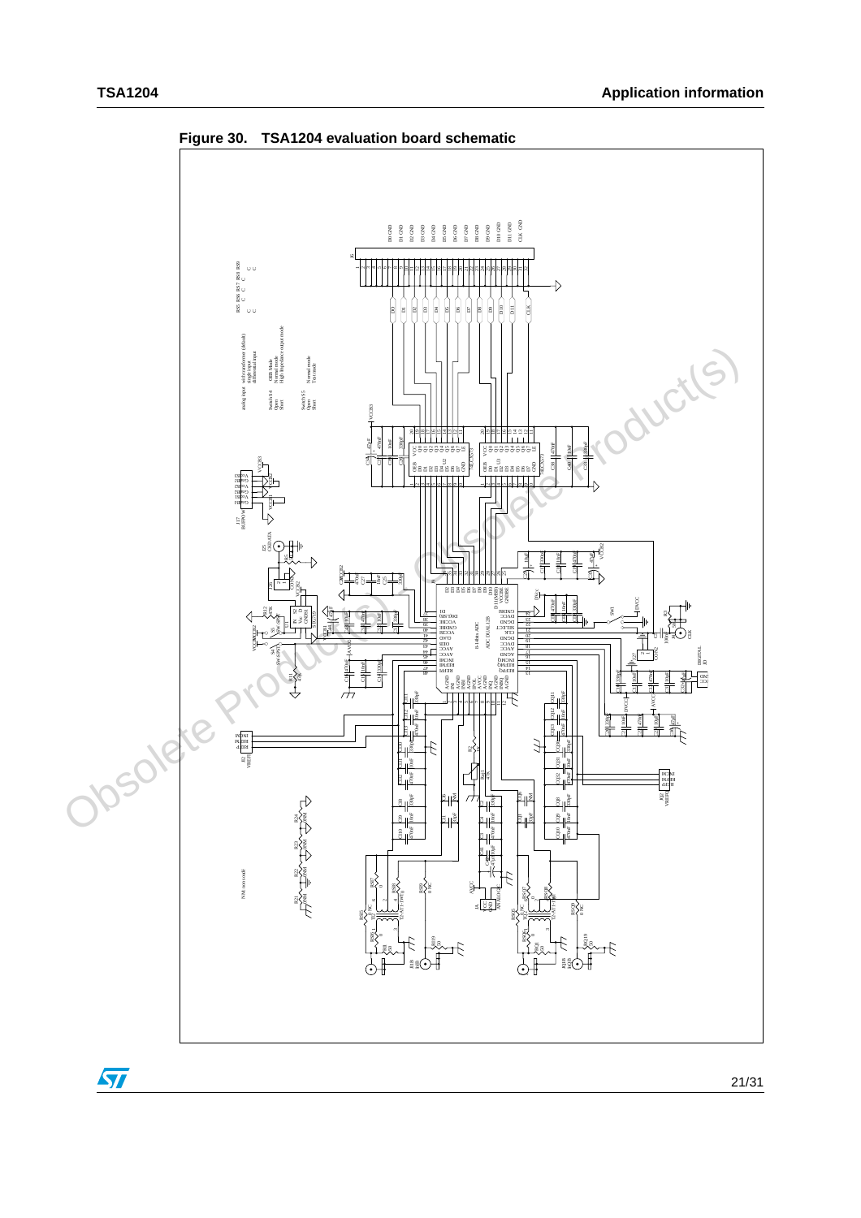**Figure 30. TSA1204 evaluation board schematic**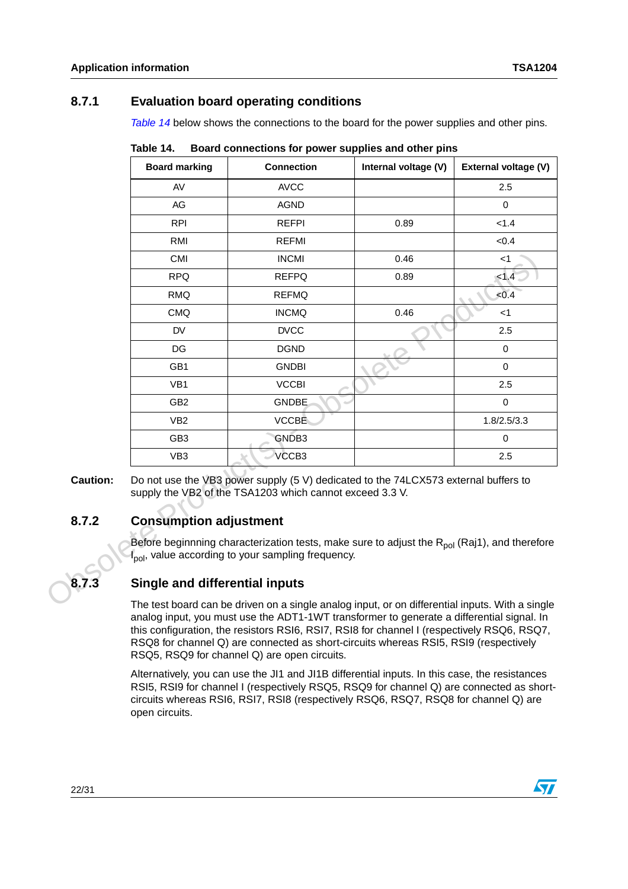### 8.7.1 Evaluation board operating conditions

*Table 14* below shows the connections to the board for the power supplies and other pins.

**Table 14. Board connections for power supplies and other pins**

| Board marking | Connection | Internal voltage (V) | External voltage (V) |
|---|---|---|---|
| AV | AVCC | | 2.5 |
| AG | AGND | | 0 |
| RPI | REFPI | 0.89 | <1.4 |
| RMI | REFMI | | <0.4 |
| CMI | INCMI | 0.46 | <1 |
| RPQ | REFPQ | 0.89 | <1.4 |
| RMQ | REFMQ | | <0.4 |
| CMQ | INCMQ | 0.46 | <1 |
| DV | DVCC | | 2.5 |
| DG | DGND | | 0 |
| GB1 | GNDBI | | 0 |
| VB1 | VCCBI | | 2.5 |
| GB2 | GNDBE | | 0 |
| VB2 | VCCBE | | 1.8/2.5/3.3 |
| GB3 | GNDB3 | | 0 |
| VB3 | VCCB3 | | 2.5 |

**Caution:** Do not use the VB3 power supply (5 V) dedicated to the 74LCX573 external buffers to supply the VB2 of the TSA1203 which cannot exceed 3.3 V.

### 8.7.2 Consumption adjustment

Before beginnning characterization tests, make sure to adjust the $R_{pol}$ (Raj1), and therefore $I_{pol}$, value according to your sampling frequency.

### 8.7.3 Single and differential inputs

The test board can be driven on a single analog input, or on differential inputs. With a single analog input, you must use the ADT1-1WT transformer to generate a differential signal. In this configuration, the resistors RSI6, RSI7, RSI8 for channel I (respectively RSQ6, RSQ7, RSQ8 for channel Q) are connected as short-circuits whereas RSI5, RSI9 (respectively RSQ5, RSQ9 for channel Q) are open circuits.

Alternatively, you can use the JI1 and JI1B differential inputs. In this case, the resistances RSI5, RSI9 for channel I (respectively RSQ5, RSQ9 for channel Q) are connected as short-circuits whereas RSI6, RSI7, RSI8 (respectively RSQ6, RSQ7, RSQ8 for channel Q) are open circuits.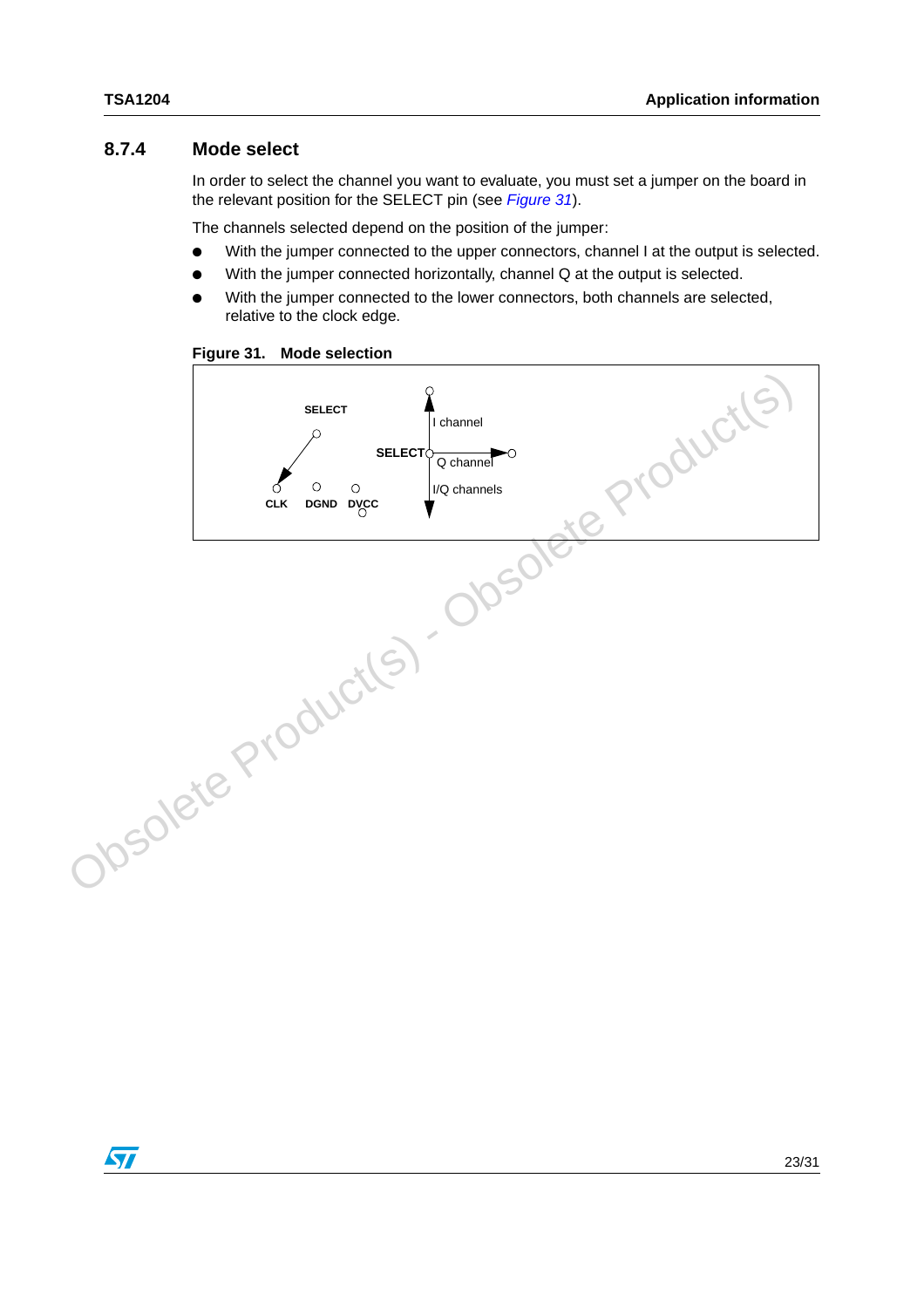### 8.7.4 Mode select

In order to select the channel you want to evaluate, you must set a jumper on the board in the relevant position for the SELECT pin (see *Figure 31*).

The channels selected depend on the position of the jumper:

- With the jumper connected to the upper connectors, channel I at the output is selected.
- With the jumper connected horizontally, channel Q at the output is selected.
- With the jumper connected to the lower connectors, both channels are selected, relative to the clock edge.

**Figure 31. Mode selection**

SELECT

CLK DGND DVCC

SELECT

I channel

Q channel

I/Q channels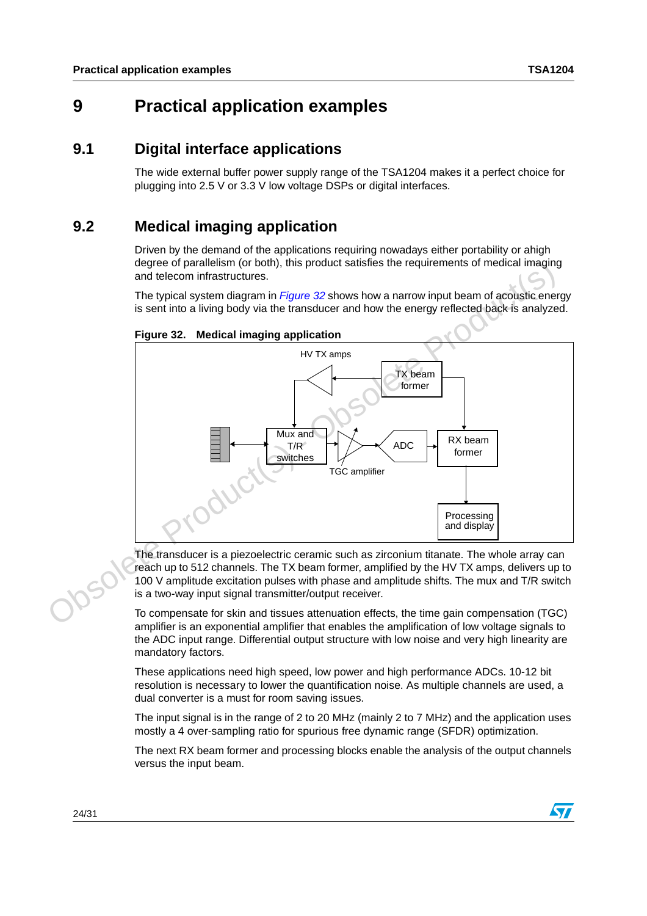# 9 Practical application examples

## 9.1 Digital interface applications

The wide external buffer power supply range of the TSA1204 makes it a perfect choice for plugging into 2.5 V or 3.3 V low voltage DSPs or digital interfaces.

## 9.2 Medical imaging application

Driven by the demand of the applications requiring nowadays either portability or ahigh degree of parallelism (or both), this product satisfies the requirements of medical imaging and telecom infrastructures.

The typical system diagram in *Figure 32* shows how a narrow input beam of acoustic energy is sent into a living body via the transducer and how the energy reflected back is analyzed.

**Figure 32. Medical imaging application**

HV TX amps

TX beam former

Mux and T/R switches

ADC

RX beam former

TGC amplifier

Processing and display

The transducer is a piezoelectric ceramic such as zirconium titanate. The whole array can reach up to 512 channels. The TX beam former, amplified by the HV TX amps, delivers up to 100 V amplitude excitation pulses with phase and amplitude shifts. The mux and T/R switch is a two-way input signal transmitter/output receiver.

To compensate for skin and tissues attenuation effects, the time gain compensation (TGC) amplifier is an exponential amplifier that enables the amplification of low voltage signals to the ADC input range. Differential output structure with low noise and very high linearity are mandatory factors.

These applications need high speed, low power and high performance ADCs. 10-12 bit resolution is necessary to lower the quantification noise. As multiple channels are used, a dual converter is a must for room saving issues.

The input signal is in the range of 2 to 20 MHz (mainly 2 to 7 MHz) and the application uses mostly a 4 over-sampling ratio for spurious free dynamic range (SFDR) optimization.

The next RX beam former and processing blocks enable the analysis of the output channels versus the input beam.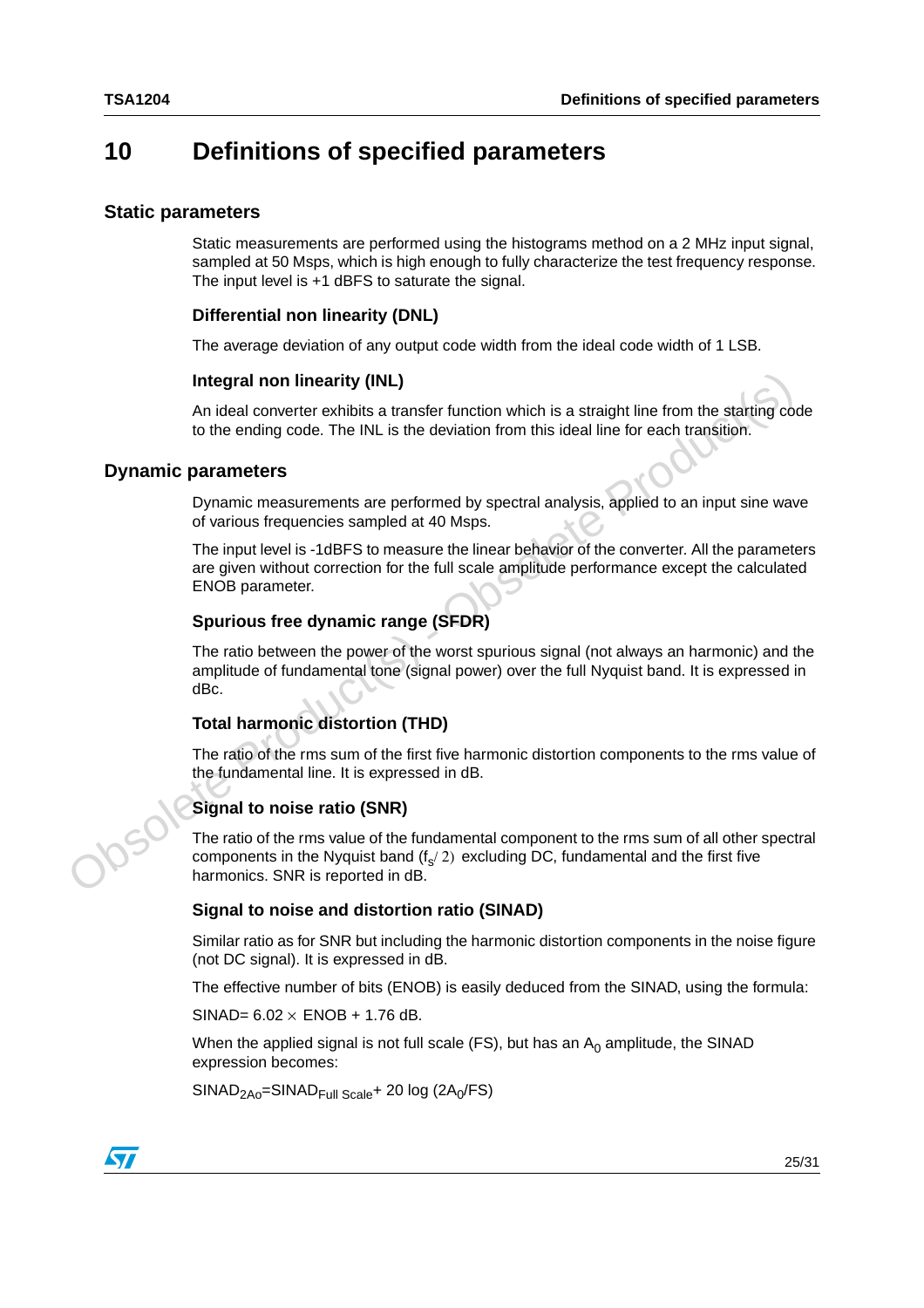# 10 Definitions of specified parameters

## Static parameters

Static measurements are performed using the histograms method on a 2 MHz input signal, sampled at 50 Msps, which is high enough to fully characterize the test frequency response. The input level is +1 dBFS to saturate the signal.

### Differential non linearity (DNL)

The average deviation of any output code width from the ideal code width of 1 LSB.

### Integral non linearity (INL)

An ideal converter exhibits a transfer function which is a straight line from the starting code to the ending code. The INL is the deviation from this ideal line for each transition.

## Dynamic parameters

Dynamic measurements are performed by spectral analysis, applied to an input sine wave of various frequencies sampled at 40 Msps.

The input level is -1dBFS to measure the linear behavior of the converter. All the parameters are given without correction for the full scale amplitude performance except the calculated ENOB parameter.

### Spurious free dynamic range (SFDR)

The ratio between the power of the worst spurious signal (not always an harmonic) and the amplitude of fundamental tone (signal power) over the full Nyquist band. It is expressed in dBc.

### Total harmonic distortion (THD)

The ratio of the rms sum of the first five harmonic distortion components to the rms value of the fundamental line. It is expressed in dB.

### Signal to noise ratio (SNR)

The ratio of the rms value of the fundamental component to the rms sum of all other spectral components in the Nyquist band ($f_s/2$) excluding DC, fundamental and the first five harmonics. SNR is reported in dB.

### Signal to noise and distortion ratio (SINAD)

Similar ratio as for SNR but including the harmonic distortion components in the noise figure (not DC signal). It is expressed in dB.

The effective number of bits (ENOB) is easily deduced from the SINAD, using the formula:

$SINAD = 6.02 \times ENOB + 1.76$ dB.

When the applied signal is not full scale (FS), but has an $A_0$ amplitude, the SINAD expression becomes:

$SINAD_{2A_0} = SINAD_{Full\ Scale} + 20 \log (2A_0/FS)$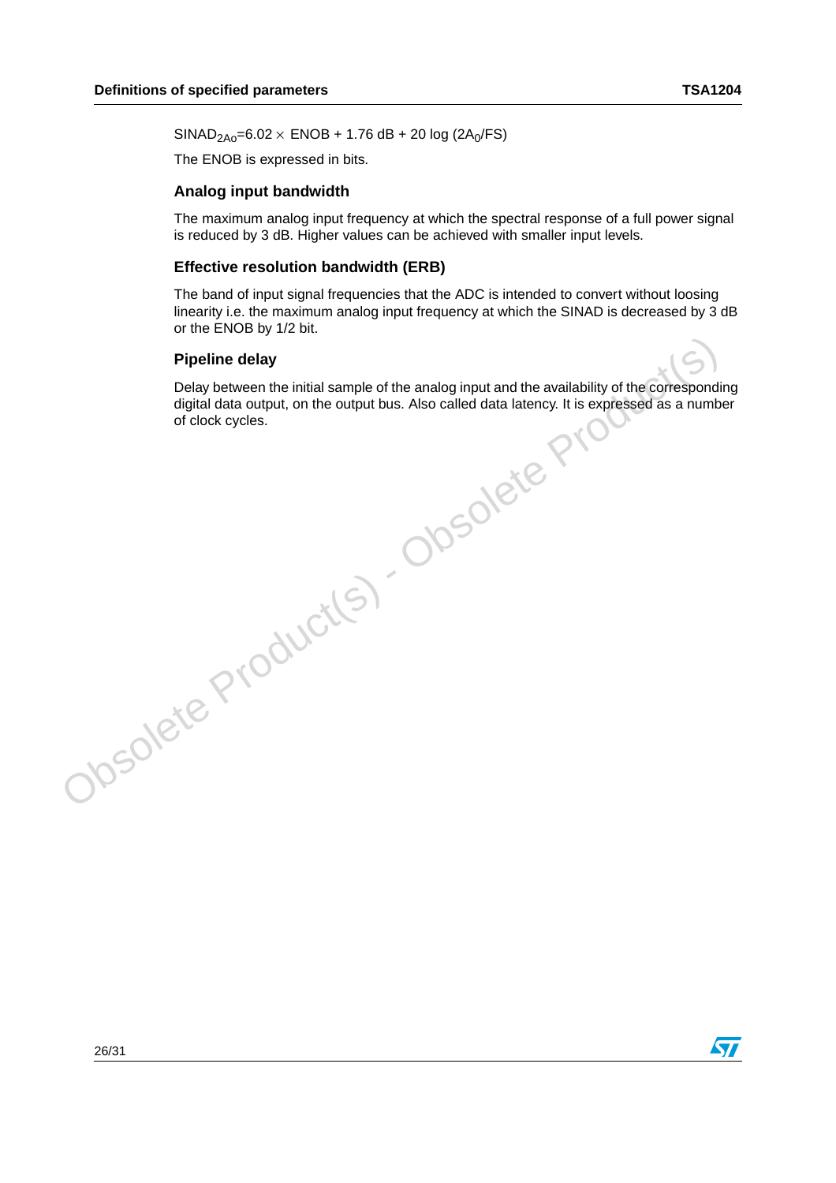$SINAD_{2A_0}=6.02 \times \text{ENOB} + 1.76\text{ dB} + 20 \log (2A_0/FS)$

The ENOB is expressed in bits.

### Analog input bandwidth

The maximum analog input frequency at which the spectral response of a full power signal is reduced by 3 dB. Higher values can be achieved with smaller input levels.

### Effective resolution bandwidth (ERB)

The band of input signal frequencies that the ADC is intended to convert without loosing linearity i.e. the maximum analog input frequency at which the SINAD is decreased by 3 dB or the ENOB by 1/2 bit.

### Pipeline delay

Delay between the initial sample of the analog input and the availability of the corresponding digital data output, on the output bus. Also called data latency. It is expressed as a number of clock cycles.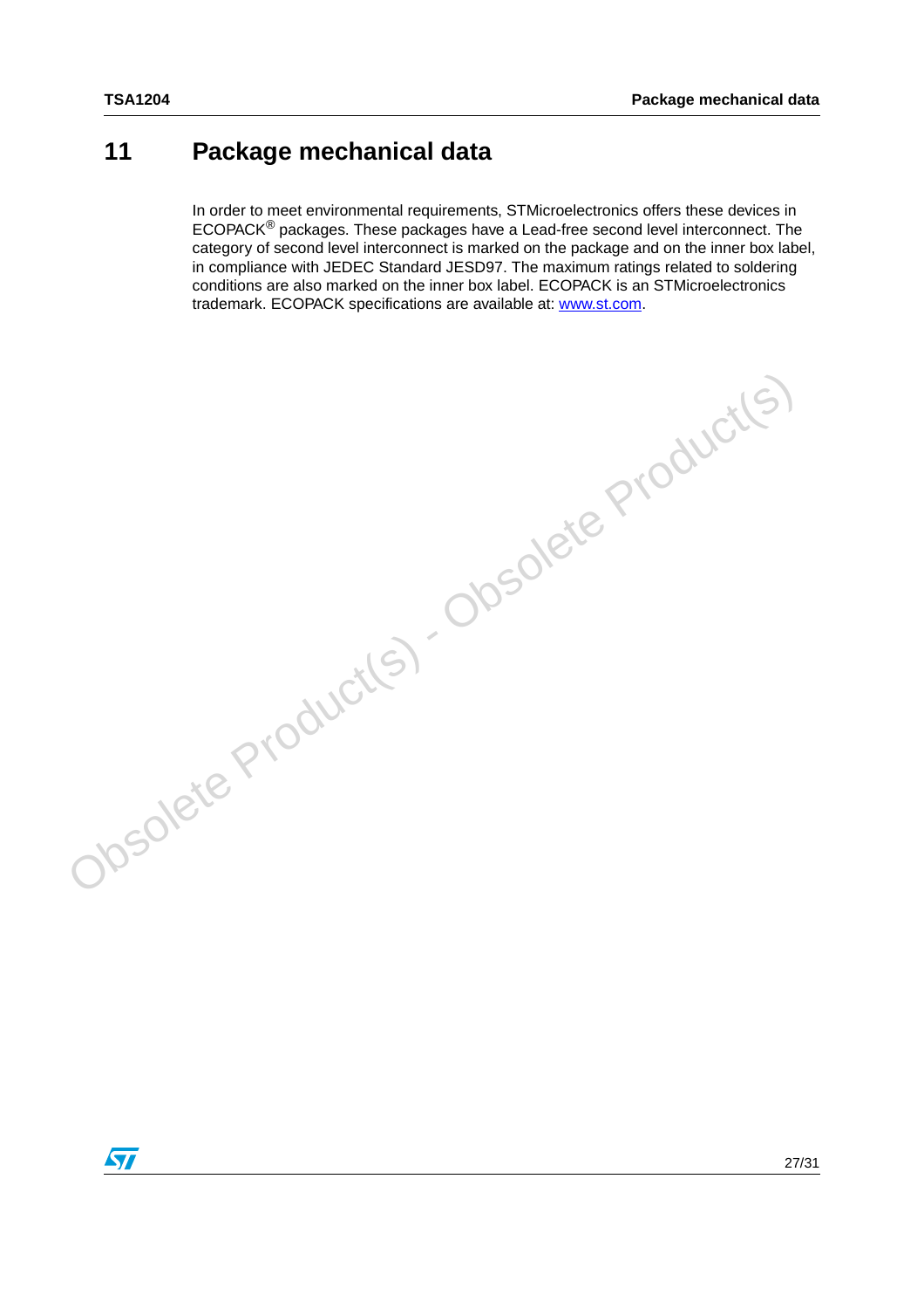# 11 Package mechanical data

In order to meet environmental requirements, STMicroelectronics offers these devices in ECOPACK® packages. These packages have a Lead-free second level interconnect. The category of second level interconnect is marked on the package and on the inner box label, in compliance with JEDEC Standard JESD97. The maximum ratings related to soldering conditions are also marked on the inner box label. ECOPACK is an STMicroelectronics trademark. ECOPACK specifications are available at: www.st.com.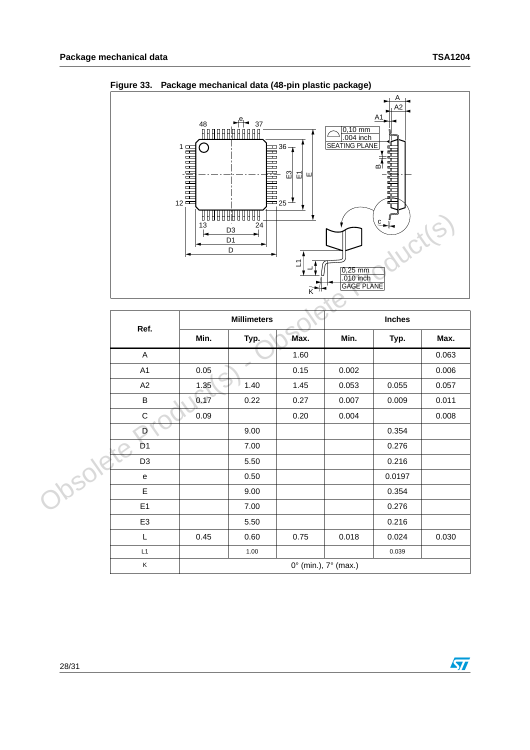**Figure 33. Package mechanical data (48-pin plastic package)**

| Ref. | Millimeters | | | Inches | | |
|---|---|---|---|---|---|---|
| | Min. | Typ. | Max. | Min. | Typ. | Max. |
| A | | | 1.60 | | | 0.063 |
| A1 | 0.05 | | 0.15 | 0.002 | | 0.006 |
| A2 | 1.35 | 1.40 | 1.45 | 0.053 | 0.055 | 0.057 |
| B | 0.17 | 0.22 | 0.27 | 0.007 | 0.009 | 0.011 |
| C | 0.09 | | 0.20 | 0.004 | | 0.008 |
| D | | 9.00 | | | 0.354 | |
| D1 | | 7.00 | | | 0.276 | |
| D3 | | 5.50 | | | 0.216 | |
| e | | 0.50 | | | 0.0197 | |
| E | | 9.00 | | | 0.354 | |
| E1 | | 7.00 | | | 0.276 | |
| E3 | | 5.50 | | | 0.216 | |
| L | 0.45 | 0.60 | 0.75 | 0.018 | 0.024 | 0.030 |
| L1 | | 1.00 | | | 0.039 | |
| K | 0° (min.), 7° (max.) | | | | | |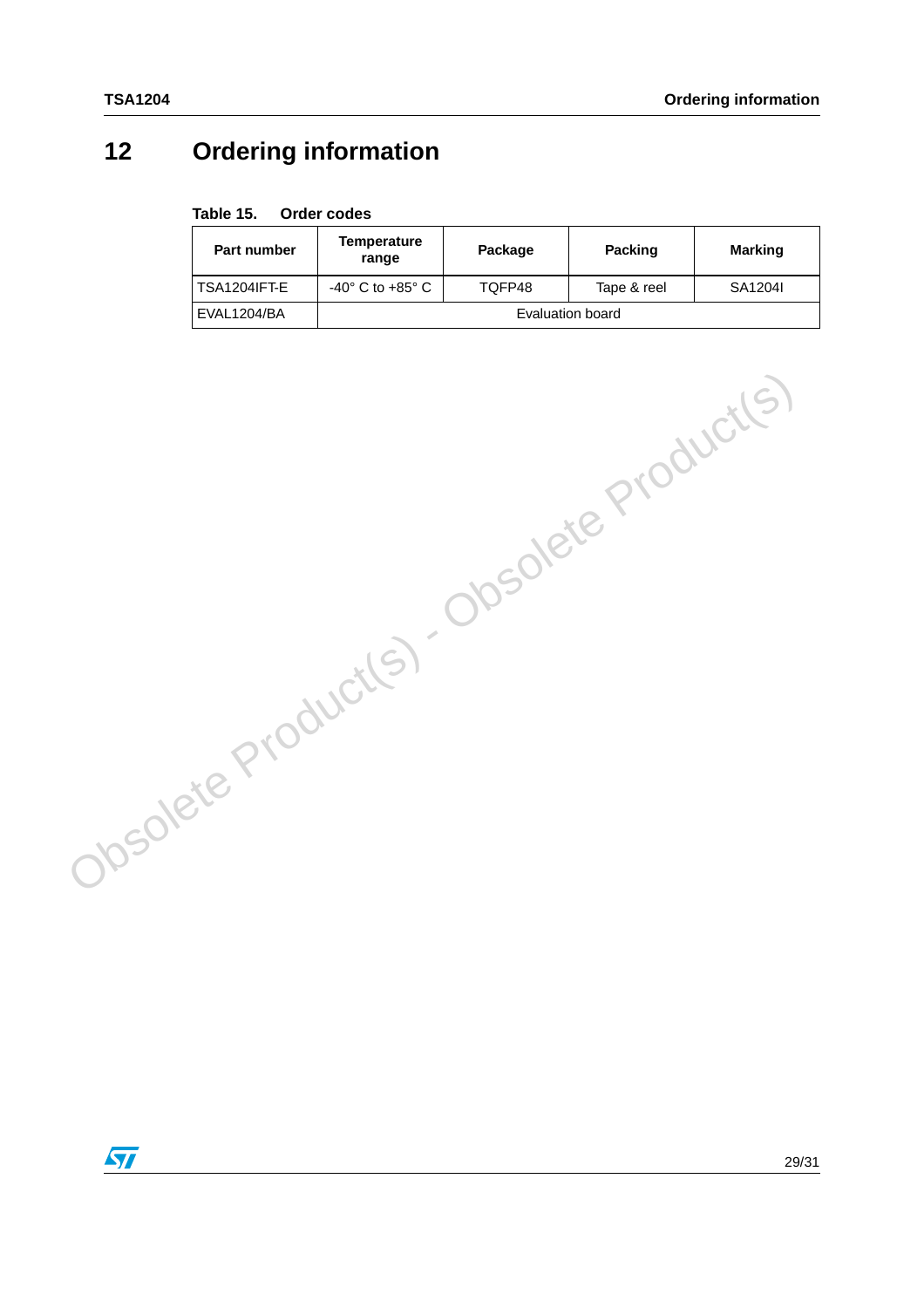# 12 Ordering information

**Table 15. Order codes**

| Part number | Temperature range | Package | Packing | Marking |
|---|---|---|---|---|
| TSA1204IFT-E | -40° C to +85° C | TQFP48 | Tape & reel | SA1204I |
| EVAL1204/BA | Evaluation board | | | |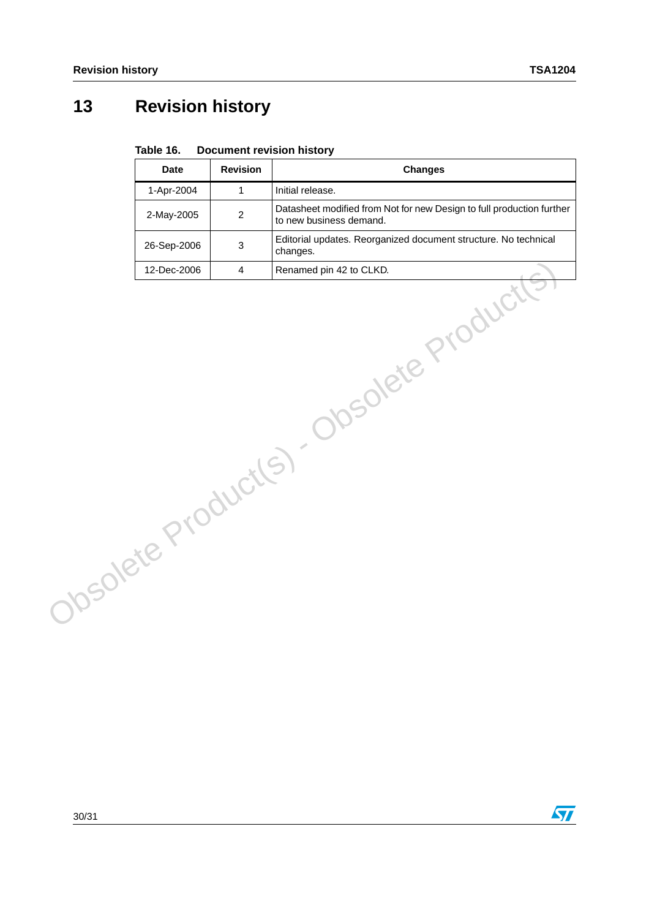# 13 Revision history

**Table 16. Document revision history**

| Date | Revision | Changes |
|---|---|---|
| 1-Apr-2004 | 1 | Initial release. |
| 2-May-2005 | 2 | Datasheet modified from Not for new Design to full production further to new business demand. |
| 26-Sep-2006 | 3 | Editorial updates. Reorganized document structure. No technical changes. |
| 12-Dec-2006 | 4 | Renamed pin 42 to CLKD. |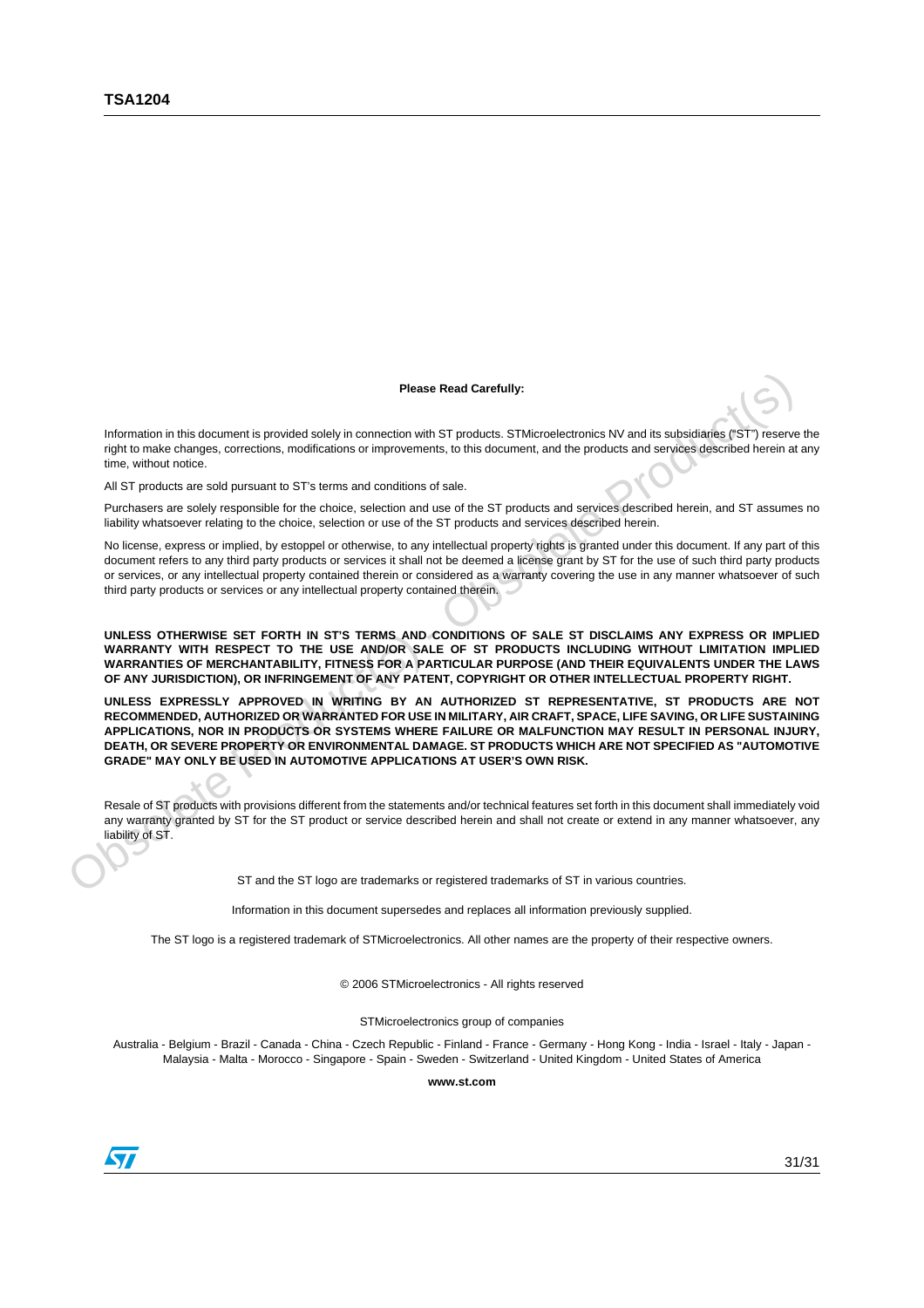**Please Read Carefully:**

Information in this document is provided solely in connection with ST products. STMicroelectronics NV and its subsidiaries ("ST") reserve the right to make changes, corrections, modifications or improvements, to this document, and the products and services described herein at any time, without notice.

All ST products are sold pursuant to ST's terms and conditions of sale.

Purchasers are solely responsible for the choice, selection and use of the ST products and services described herein, and ST assumes no liability whatsoever relating to the choice, selection or use of the ST products and services described herein.

No license, express or implied, by estoppel or otherwise, to any intellectual property rights is granted under this document. If any part of this document refers to any third party products or services it shall not be deemed a license grant by ST for the use of such third party products or services, or any intellectual property contained therein or considered as a warranty covering the use in any manner whatsoever of such third party products or services or any intellectual property contained therein.

**UNLESS OTHERWISE SET FORTH IN ST'S TERMS AND CONDITIONS OF SALE ST DISCLAIMS ANY EXPRESS OR IMPLIED WARRANTY WITH RESPECT TO THE USE AND/OR SALE OF ST PRODUCTS INCLUDING WITHOUT LIMITATION IMPLIED WARRANTIES OF MERCHANTABILITY, FITNESS FOR A PARTICULAR PURPOSE (AND THEIR EQUIVALENTS UNDER THE LAWS OF ANY JURISDICTION), OR INFRINGEMENT OF ANY PATENT, COPYRIGHT OR OTHER INTELLECTUAL PROPERTY RIGHT.**

**UNLESS EXPRESSLY APPROVED IN WRITING BY AN AUTHORIZED ST REPRESENTATIVE, ST PRODUCTS ARE NOT RECOMMENDED, AUTHORIZED OR WARRANTED FOR USE IN MILITARY, AIR CRAFT, SPACE, LIFE SAVING, OR LIFE SUSTAINING APPLICATIONS, NOR IN PRODUCTS OR SYSTEMS WHERE FAILURE OR MALFUNCTION MAY RESULT IN PERSONAL INJURY, DEATH, OR SEVERE PROPERTY OR ENVIRONMENTAL DAMAGE. ST PRODUCTS WHICH ARE NOT SPECIFIED AS "AUTOMOTIVE GRADE" MAY ONLY BE USED IN AUTOMOTIVE APPLICATIONS AT USER'S OWN RISK.**

Resale of ST products with provisions different from the statements and/or technical features set forth in this document shall immediately void any warranty granted by ST for the ST product or service described herein and shall not create or extend in any manner whatsoever, any liability of ST.

ST and the ST logo are trademarks or registered trademarks of ST in various countries.

Information in this document supersedes and replaces all information previously supplied.

The ST logo is a registered trademark of STMicroelectronics. All other names are the property of their respective owners.

© 2006 STMicroelectronics - All rights reserved

STMicroelectronics group of companies

Australia - Belgium - Brazil - Canada - China - Czech Republic - Finland - France - Germany - Hong Kong - India - Israel - Italy - Japan - Malaysia - Malta - Morocco - Singapore - Spain - Sweden - Switzerland - United Kingdom - United States of America

**www.st.com**